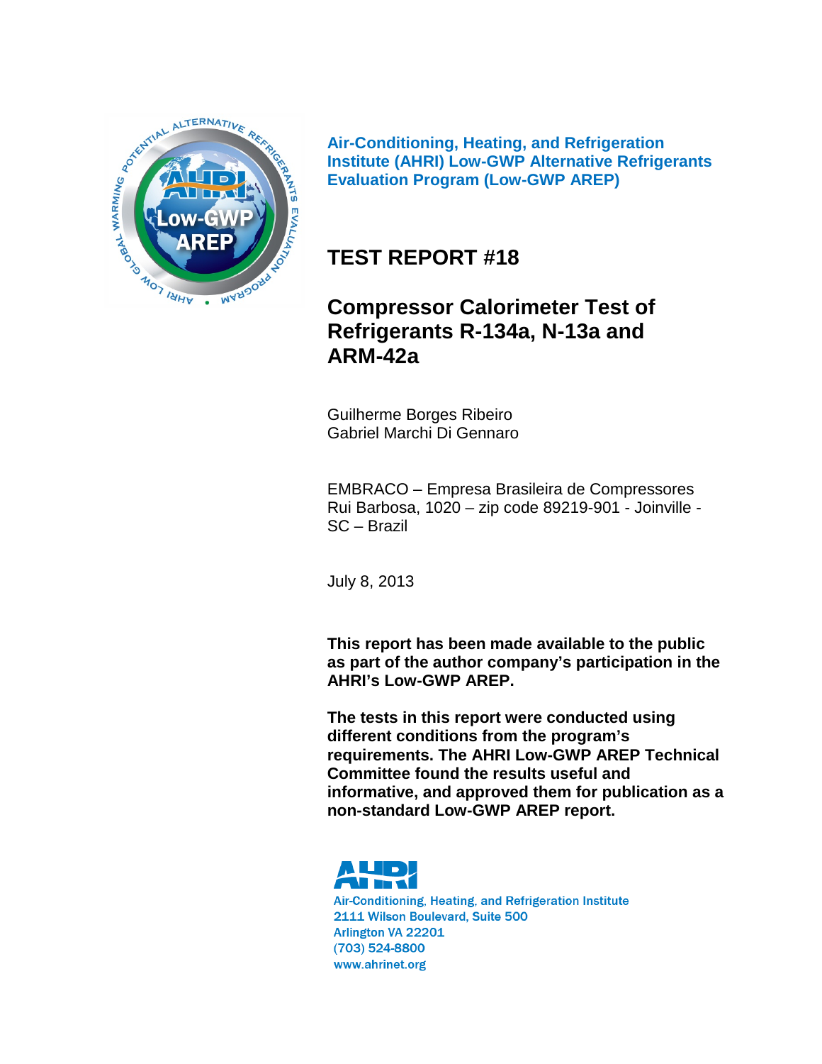**Air-Conditioning, Heating, and Refrigeration Institute (AHRI) Low-GWP Alternative Refrigerants Evaluation Program (Low-GWP AREP)**

# TEST REPORT #18

## Compressor Calorimeter Test of Refrigerants R-134a, N-13a and ARM-42a

Guilherme Borges Ribeiro
Gabriel Marchi Di Gennaro

EMBRACO – Empresa Brasileira de Compressores
Rui Barbosa, 1020 – zip code 89219-901 - Joinville - SC – Brazil

July 8, 2013

**This report has been made available to the public as part of the author company's participation in the AHRI's Low-GWP AREP.**

**The tests in this report were conducted using different conditions from the program's requirements. The AHRI Low-GWP AREP Technical Committee found the results useful and informative, and approved them for publication as a non-standard Low-GWP AREP report.**

Air-Conditioning, Heating, and Refrigeration Institute
2111 Wilson Boulevard, Suite 500
Arlington VA 22201
(703) 524-8800
www.ahrinet.org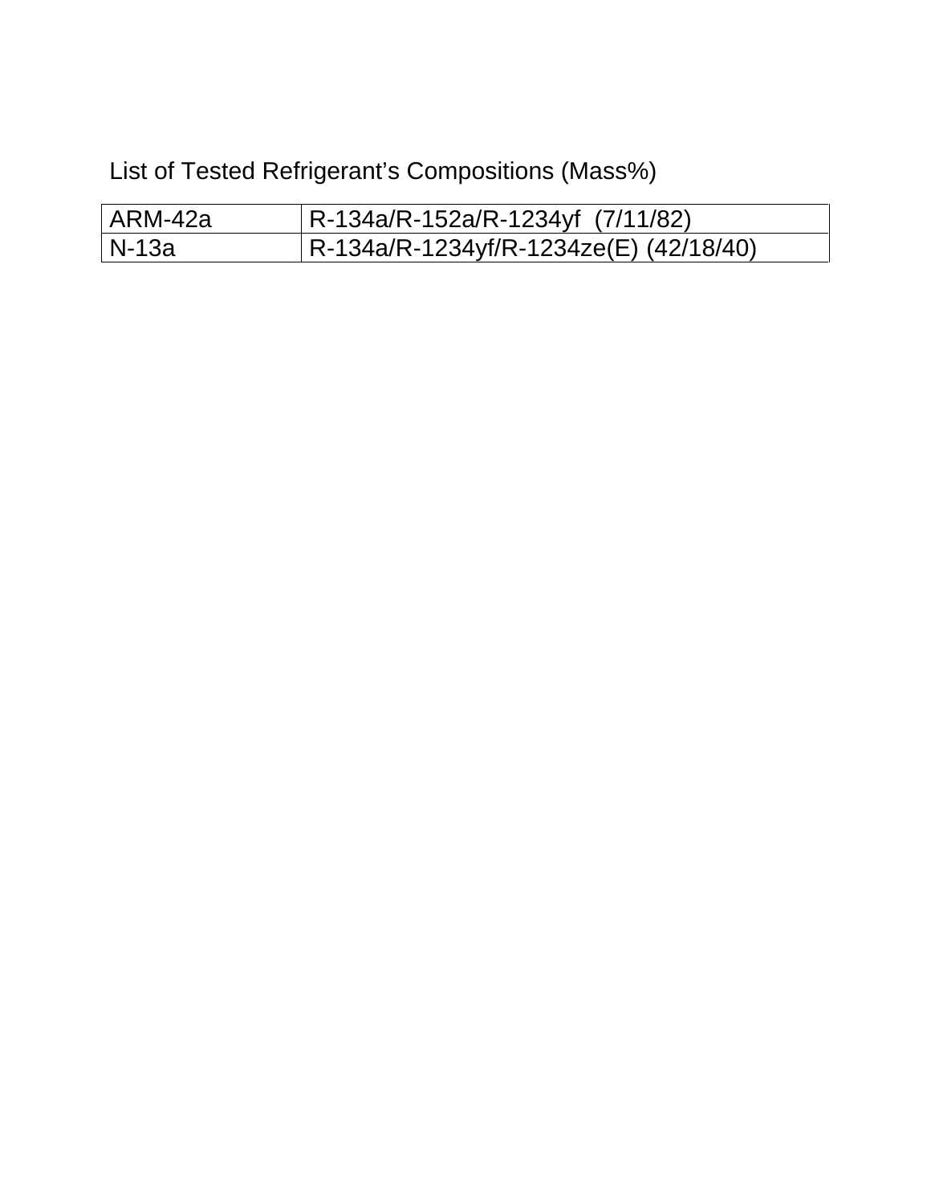List of Tested Refrigerant's Compositions (Mass%)

| ARM-42a | R-134a/R-152a/R-1234yf (7/11/82) |
|---|---|
| N-13a | R-134a/R-1234yf/R-1234ze(E) (42/18/40) |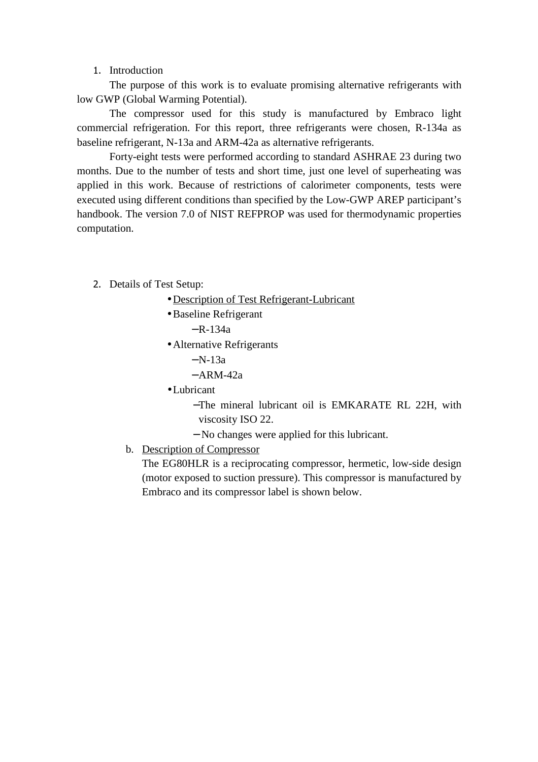1. Introduction

The purpose of this work is to evaluate promising alternative refrigerants with low GWP (Global Warming Potential).

The compressor used for this study is manufactured by Embraco light commercial refrigeration. For this report, three refrigerants were chosen, R-134a as baseline refrigerant, N-13a and ARM-42a as alternative refrigerants.

Forty-eight tests were performed according to standard ASHRAE 23 during two months. Due to the number of tests and short time, just one level of superheating was applied in this work. Because of restrictions of calorimeter components, tests were executed using different conditions than specified by the Low-GWP AREP participant's handbook. The version 7.0 of NIST REFPROP was used for thermodynamic properties computation.

2. Details of Test Setup:

- Description of Test Refrigerant-Lubricant
- Baseline Refrigerant
  - R-134a
- Alternative Refrigerants
  - N-13a
  - ARM-42a
- Lubricant
  - The mineral lubricant oil is EMKARATE RL 22H, with viscosity ISO 22.
  - No changes were applied for this lubricant.

b. Description of Compressor

The EG80HLR is a reciprocating compressor, hermetic, low-side design (motor exposed to suction pressure). This compressor is manufactured by Embraco and its compressor label is shown below.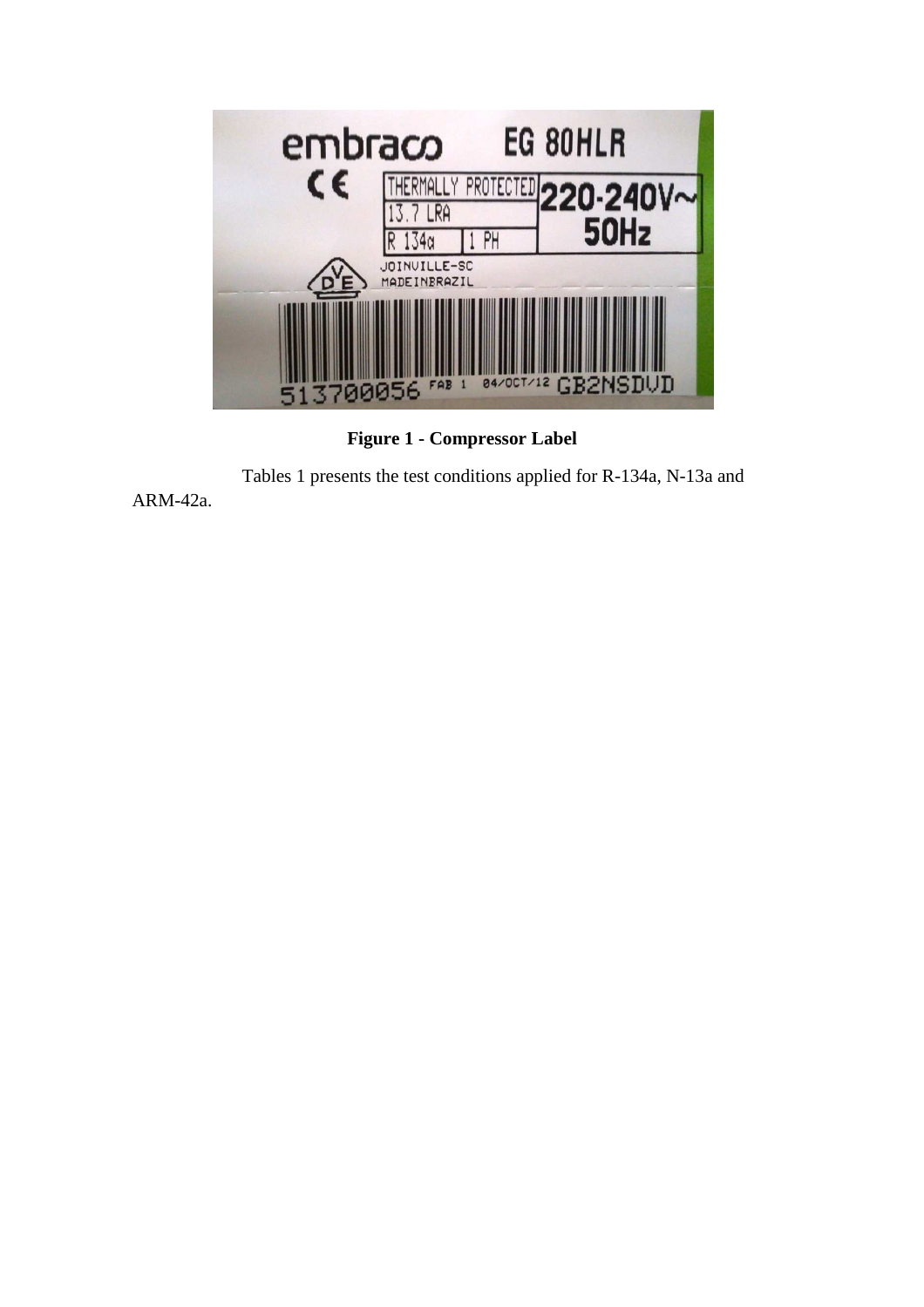Figure 1 - Compressor Label

Tables 1 presents the test conditions applied for R-134a, N-13a and ARM-42a.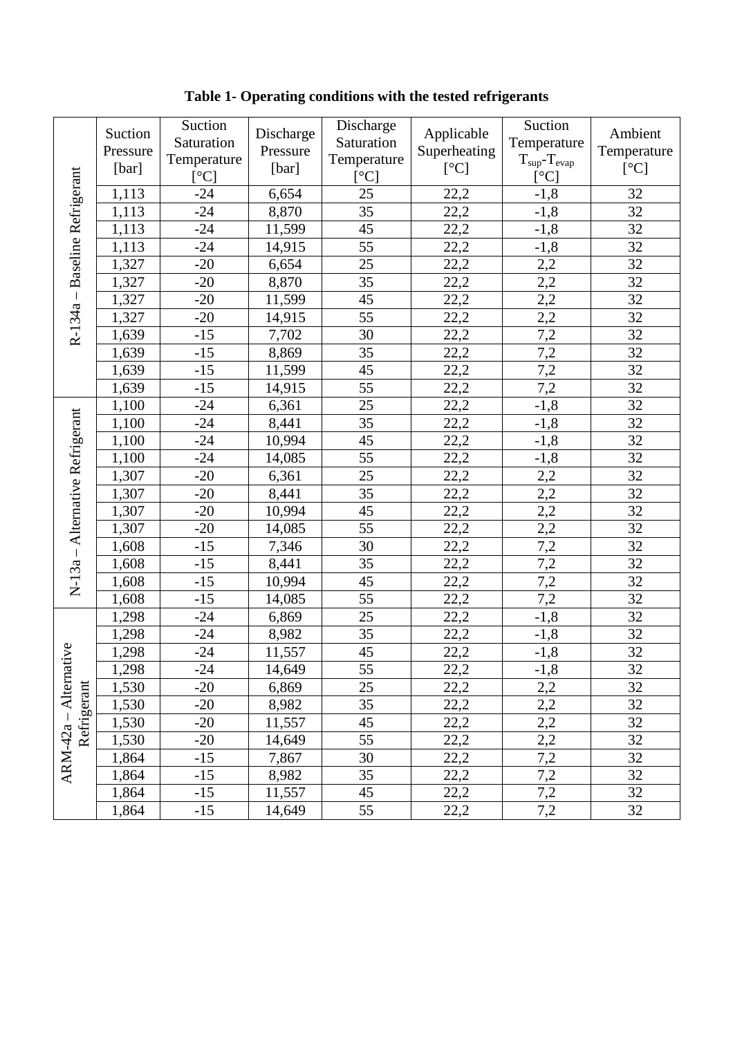**Table 1- Operating conditions with the tested refrigerants**

| | Suction Pressure [bar] | Suction Saturation Temperature [°C] | Discharge Pressure [bar] | Discharge Saturation Temperature [°C] | Applicable Superheating [°C] | Suction Temperature $T_{sup}$-$T_{evap}$ [°C] | Ambient Temperature [°C] |
|---|---|---|---|---|---|---|---|
| R-134a – Baseline Refrigerant | 1,113 | -24 | 6,654 | 25 | 22,2 | -1,8 | 32 |
| | 1,113 | -24 | 8,870 | 35 | 22,2 | -1,8 | 32 |
| | 1,113 | -24 | 11,599 | 45 | 22,2 | -1,8 | 32 |
| | 1,113 | -24 | 14,915 | 55 | 22,2 | -1,8 | 32 |
| | 1,327 | -20 | 6,654 | 25 | 22,2 | 2,2 | 32 |
| | 1,327 | -20 | 8,870 | 35 | 22,2 | 2,2 | 32 |
| | 1,327 | -20 | 11,599 | 45 | 22,2 | 2,2 | 32 |
| | 1,327 | -20 | 14,915 | 55 | 22,2 | 2,2 | 32 |
| | 1,639 | -15 | 7,702 | 30 | 22,2 | 7,2 | 32 |
| | 1,639 | -15 | 8,869 | 35 | 22,2 | 7,2 | 32 |
| | 1,639 | -15 | 11,599 | 45 | 22,2 | 7,2 | 32 |
| | 1,639 | -15 | 14,915 | 55 | 22,2 | 7,2 | 32 |
| N-13a – Alternative Refrigerant | 1,100 | -24 | 6,361 | 25 | 22,2 | -1,8 | 32 |
| | 1,100 | -24 | 8,441 | 35 | 22,2 | -1,8 | 32 |
| | 1,100 | -24 | 10,994 | 45 | 22,2 | -1,8 | 32 |
| | 1,100 | -24 | 14,085 | 55 | 22,2 | -1,8 | 32 |
| | 1,307 | -20 | 6,361 | 25 | 22,2 | 2,2 | 32 |
| | 1,307 | -20 | 8,441 | 35 | 22,2 | 2,2 | 32 |
| | 1,307 | -20 | 10,994 | 45 | 22,2 | 2,2 | 32 |
| | 1,307 | -20 | 14,085 | 55 | 22,2 | 2,2 | 32 |
| | 1,608 | -15 | 7,346 | 30 | 22,2 | 7,2 | 32 |
| | 1,608 | -15 | 8,441 | 35 | 22,2 | 7,2 | 32 |
| | 1,608 | -15 | 10,994 | 45 | 22,2 | 7,2 | 32 |
| | 1,608 | -15 | 14,085 | 55 | 22,2 | 7,2 | 32 |
| ARM-42a – Alternative Refrigerant | 1,298 | -24 | 6,869 | 25 | 22,2 | -1,8 | 32 |
| | 1,298 | -24 | 8,982 | 35 | 22,2 | -1,8 | 32 |
| | 1,298 | -24 | 11,557 | 45 | 22,2 | -1,8 | 32 |
| | 1,298 | -24 | 14,649 | 55 | 22,2 | -1,8 | 32 |
| | 1,530 | -20 | 6,869 | 25 | 22,2 | 2,2 | 32 |
| | 1,530 | -20 | 8,982 | 35 | 22,2 | 2,2 | 32 |
| | 1,530 | -20 | 11,557 | 45 | 22,2 | 2,2 | 32 |
| | 1,530 | -20 | 14,649 | 55 | 22,2 | 2,2 | 32 |
| | 1,864 | -15 | 7,867 | 30 | 22,2 | 7,2 | 32 |
| | 1,864 | -15 | 8,982 | 35 | 22,2 | 7,2 | 32 |
| | 1,864 | -15 | 11,557 | 45 | 22,2 | 7,2 | 32 |
| | 1,864 | -15 | 14,649 | 55 | 22,2 | 7,2 | 32 |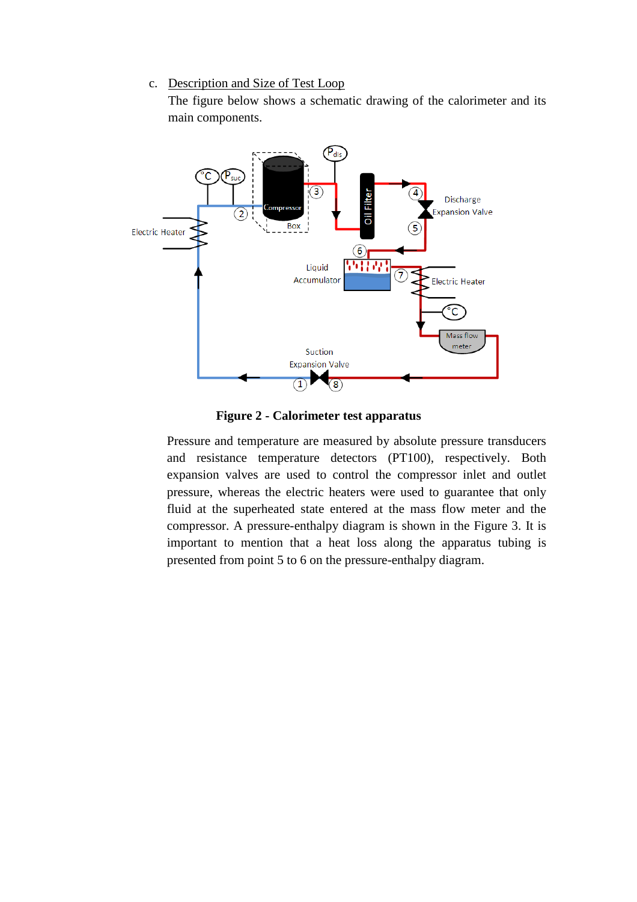c. Description and Size of Test Loop

The figure below shows a schematic drawing of the calorimeter and its main components.

**Figure 2 - Calorimeter test apparatus**

Pressure and temperature are measured by absolute pressure transducers and resistance temperature detectors (PT100), respectively. Both expansion valves are used to control the compressor inlet and outlet pressure, whereas the electric heaters were used to guarantee that only fluid at the superheated state entered at the mass flow meter and the compressor. A pressure-enthalpy diagram is shown in the Figure 3. It is important to mention that a heat loss along the apparatus tubing is presented from point 5 to 6 on the pressure-enthalpy diagram.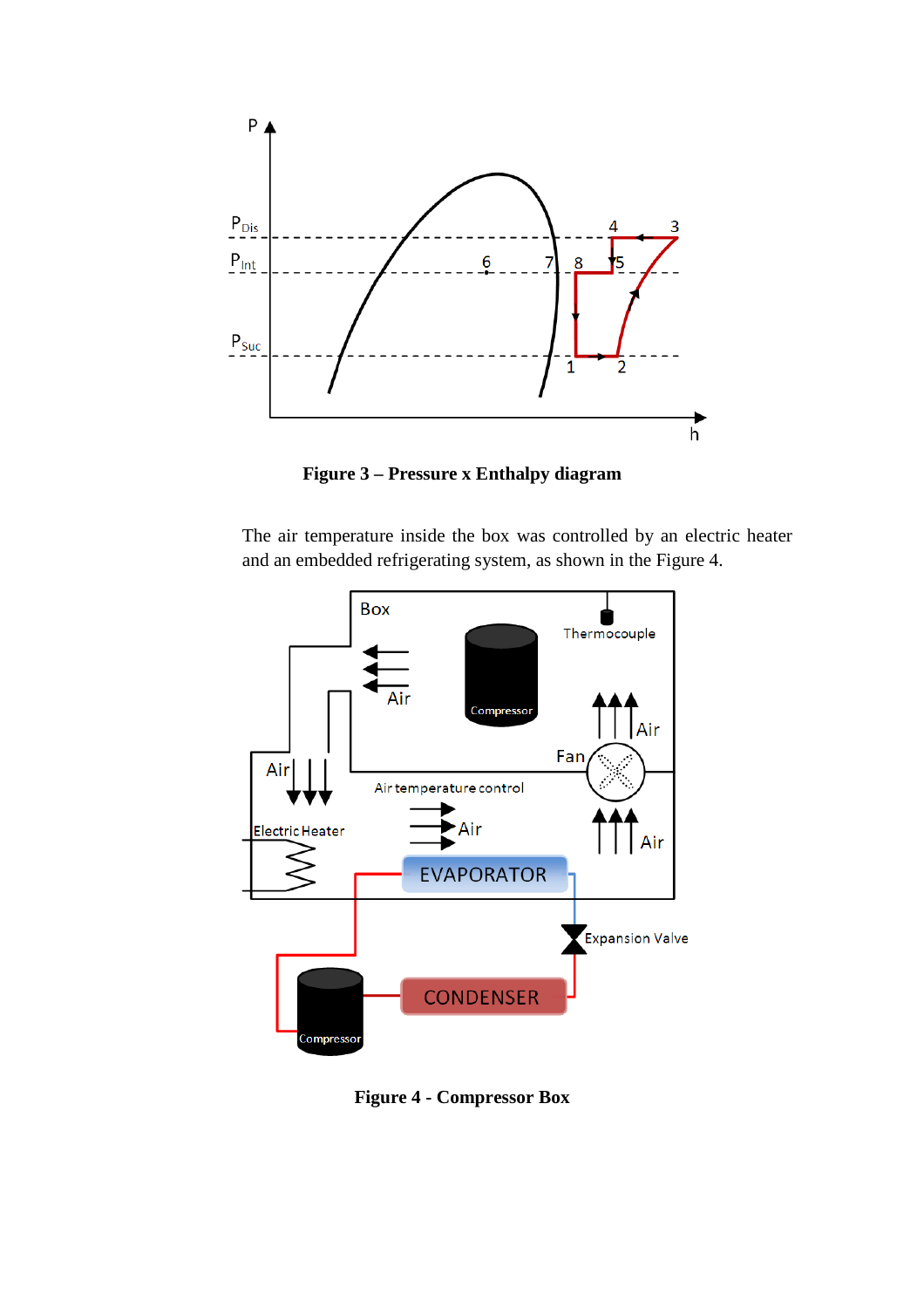**Figure 3 – Pressure x Enthalpy diagram**

The air temperature inside the box was controlled by an electric heater and an embedded refrigerating system, as shown in the Figure 4.

**Figure 4 - Compressor Box**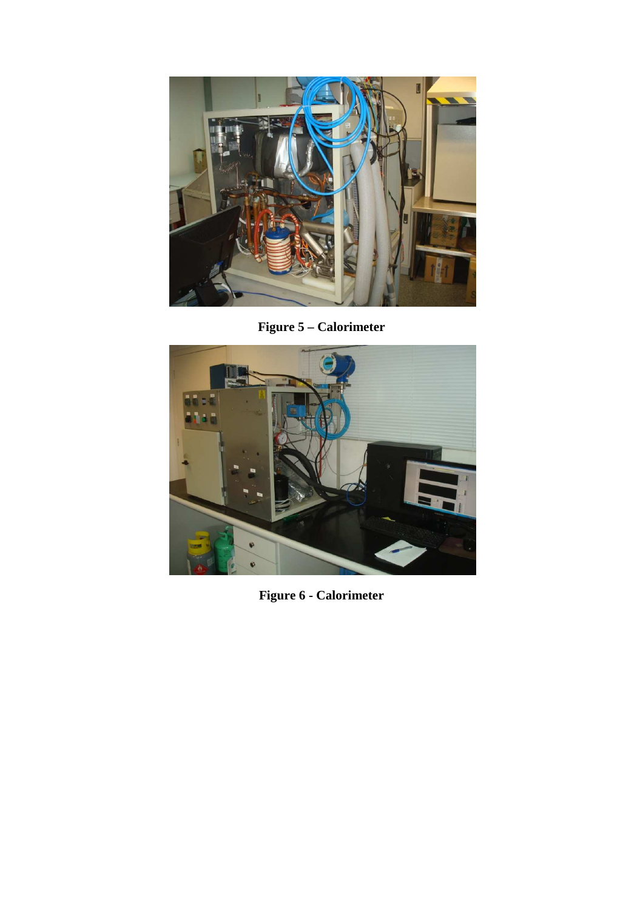**Figure 5 – Calorimeter**

**Figure 6 - Calorimeter**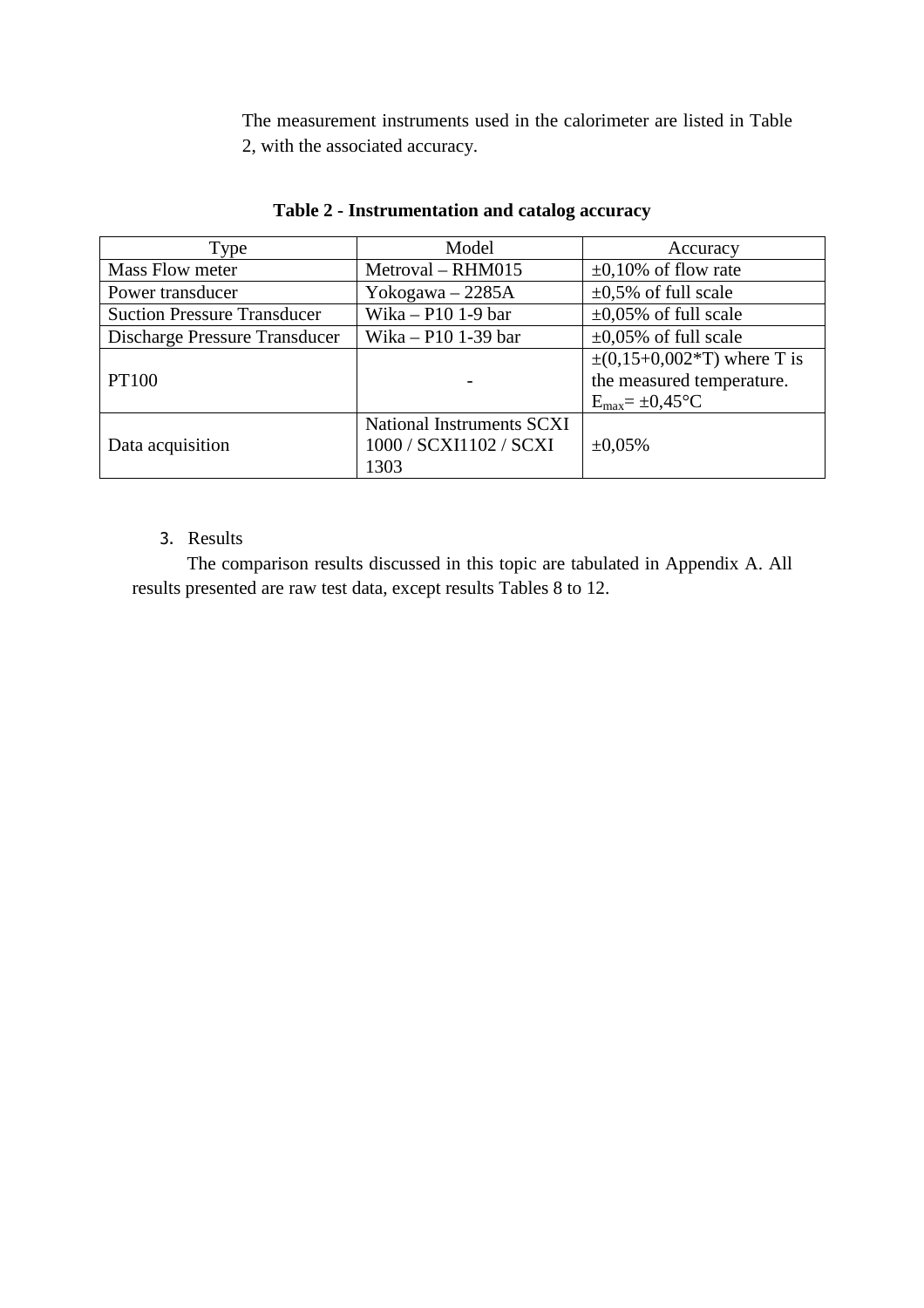The measurement instruments used in the calorimeter are listed in Table 2, with the associated accuracy.

**Table 2 - Instrumentation and catalog accuracy**

| Type | Model | Accuracy |
| --- | --- | --- |
| Mass Flow meter | Metroval – RHM015 | ±0,10% of flow rate |
| Power transducer | Yokogawa – 2285A | ±0,5% of full scale |
| Suction Pressure Transducer | Wika – P10 1-9 bar | ±0,05% of full scale |
| Discharge Pressure Transducer | Wika – P10 1-39 bar | ±0,05% of full scale |
| PT100 | - | ±(0,15+0,002*T) where T is the measured temperature. $E_{max}$= ±0,45°C |
| Data acquisition | National Instruments SCXI 1000 / SCXI1102 / SCXI 1303 | ±0,05% |

## 3. Results

The comparison results discussed in this topic are tabulated in Appendix A. All results presented are raw test data, except results Tables 8 to 12.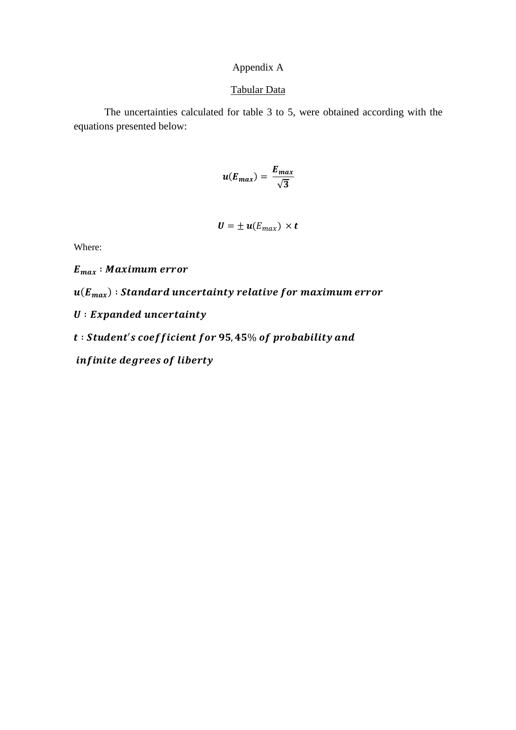# Appendix A

## Tabular Data

The uncertainties calculated for table 3 to 5, were obtained according with the equations presented below:

$$\boldsymbol{u}(\boldsymbol{E}_{\boldsymbol{max}}) = \frac{\boldsymbol{E}_{\boldsymbol{max}}}{\sqrt{\boldsymbol{3}}}$$

$$\boldsymbol{U} = \pm\, \boldsymbol{u}(E_{max}) \times \boldsymbol{t}$$

Where:

$\boldsymbol{E}_{\boldsymbol{max}}$ : $\boldsymbol{Maximum\ error}$

$\boldsymbol{u}(\boldsymbol{E}_{\boldsymbol{max}})$ : $\boldsymbol{Standard\ uncertainty\ relative\ for\ maximum\ error}$

$\boldsymbol{U}$ : $\boldsymbol{Expanded\ uncertainty}$

$\boldsymbol{t}$ : $\boldsymbol{Student's\ coefficient\ for\ 95,45\%\ of\ probability\ and}$

$\boldsymbol{infinite\ degrees\ of\ liberty}$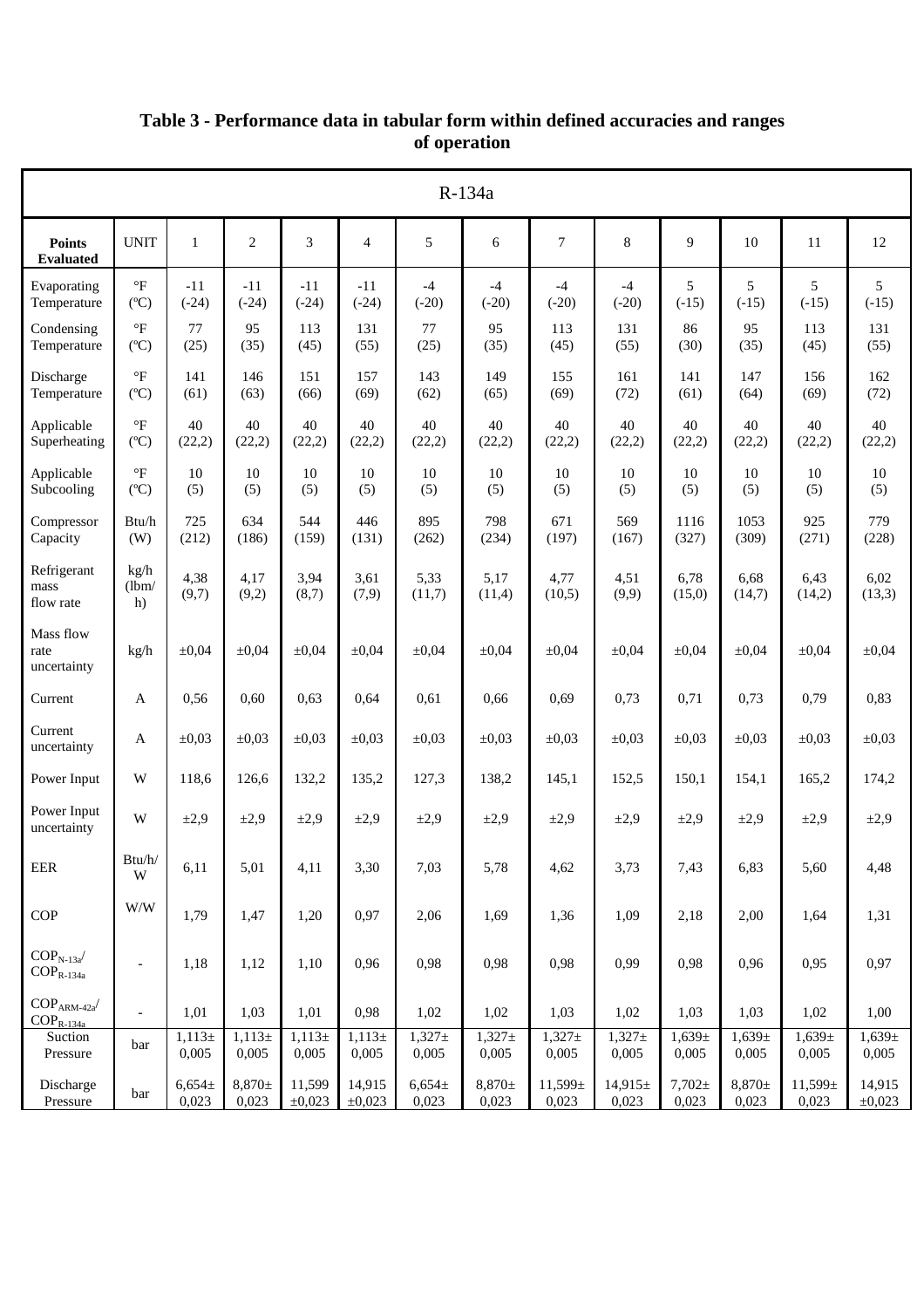**Table 3 - Performance data in tabular form within defined accuracies and ranges of operation**

| R-134a | | | | | | | | | | | | | |
|---|---|---|---|---|---|---|---|---|---|---|---|---|---|
| **Points Evaluated** | UNIT | 1 | 2 | 3 | 4 | 5 | 6 | 7 | 8 | 9 | 10 | 11 | 12 |
| Evaporating Temperature | °F (ºC) | -11 (-24) | -11 (-24) | -11 (-24) | -11 (-24) | -4 (-20) | -4 (-20) | -4 (-20) | -4 (-20) | 5 (-15) | 5 (-15) | 5 (-15) | 5 (-15) |
| Condensing Temperature | °F (ºC) | 77 (25) | 95 (35) | 113 (45) | 131 (55) | 77 (25) | 95 (35) | 113 (45) | 131 (55) | 86 (30) | 95 (35) | 113 (45) | 131 (55) |
| Discharge Temperature | °F (ºC) | 141 (61) | 146 (63) | 151 (66) | 157 (69) | 143 (62) | 149 (65) | 155 (69) | 161 (72) | 141 (61) | 147 (64) | 156 (69) | 162 (72) |
| Applicable Superheating | °F (ºC) | 40 (22,2) | 40 (22,2) | 40 (22,2) | 40 (22,2) | 40 (22,2) | 40 (22,2) | 40 (22,2) | 40 (22,2) | 40 (22,2) | 40 (22,2) | 40 (22,2) | 40 (22,2) |
| Applicable Subcooling | °F (ºC) | 10 (5) | 10 (5) | 10 (5) | 10 (5) | 10 (5) | 10 (5) | 10 (5) | 10 (5) | 10 (5) | 10 (5) | 10 (5) | 10 (5) |
| Compressor Capacity | Btu/h (W) | 725 (212) | 634 (186) | 544 (159) | 446 (131) | 895 (262) | 798 (234) | 671 (197) | 569 (167) | 1116 (327) | 1053 (309) | 925 (271) | 779 (228) |
| Refrigerant mass flow rate | kg/h (lbm/h) | 4,38 (9,7) | 4,17 (9,2) | 3,94 (8,7) | 3,61 (7,9) | 5,33 (11,7) | 5,17 (11,4) | 4,77 (10,5) | 4,51 (9,9) | 6,78 (15,0) | 6,68 (14,7) | 6,43 (14,2) | 6,02 (13,3) |
| Mass flow rate uncertainty | kg/h | ±0,04 | ±0,04 | ±0,04 | ±0,04 | ±0,04 | ±0,04 | ±0,04 | ±0,04 | ±0,04 | ±0,04 | ±0,04 | ±0,04 |
| Current | A | 0,56 | 0,60 | 0,63 | 0,64 | 0,61 | 0,66 | 0,69 | 0,73 | 0,71 | 0,73 | 0,79 | 0,83 |
| Current uncertainty | A | ±0,03 | ±0,03 | ±0,03 | ±0,03 | ±0,03 | ±0,03 | ±0,03 | ±0,03 | ±0,03 | ±0,03 | ±0,03 | ±0,03 |
| Power Input | W | 118,6 | 126,6 | 132,2 | 135,2 | 127,3 | 138,2 | 145,1 | 152,5 | 150,1 | 154,1 | 165,2 | 174,2 |
| Power Input uncertainty | W | ±2,9 | ±2,9 | ±2,9 | ±2,9 | ±2,9 | ±2,9 | ±2,9 | ±2,9 | ±2,9 | ±2,9 | ±2,9 | ±2,9 |
| EER | Btu/h/W | 6,11 | 5,01 | 4,11 | 3,30 | 7,03 | 5,78 | 4,62 | 3,73 | 7,43 | 6,83 | 5,60 | 4,48 |
| COP | W/W | 1,79 | 1,47 | 1,20 | 0,97 | 2,06 | 1,69 | 1,36 | 1,09 | 2,18 | 2,00 | 1,64 | 1,31 |
| $COP_{N-13a}$/ $COP_{R-134a}$ | - | 1,18 | 1,12 | 1,10 | 0,96 | 0,98 | 0,98 | 0,98 | 0,99 | 0,98 | 0,96 | 0,95 | 0,97 |
| $COP_{ARM-42a}$/ $COP_{R-134a}$ | - | 1,01 | 1,03 | 1,01 | 0,98 | 1,02 | 1,02 | 1,03 | 1,02 | 1,03 | 1,03 | 1,02 | 1,00 |
| Suction Pressure | bar | 1,113± 0,005 | 1,113± 0,005 | 1,113± 0,005 | 1,113± 0,005 | 1,327± 0,005 | 1,327± 0,005 | 1,327± 0,005 | 1,327± 0,005 | 1,639± 0,005 | 1,639± 0,005 | 1,639± 0,005 | 1,639± 0,005 |
| Discharge Pressure | bar | 6,654± 0,023 | 8,870± 0,023 | 11,599 ±0,023 | 14,915 ±0,023 | 6,654± 0,023 | 8,870± 0,023 | 11,599± 0,023 | 14,915± 0,023 | 7,702± 0,023 | 8,870± 0,023 | 11,599± 0,023 | 14,915 ±0,023 |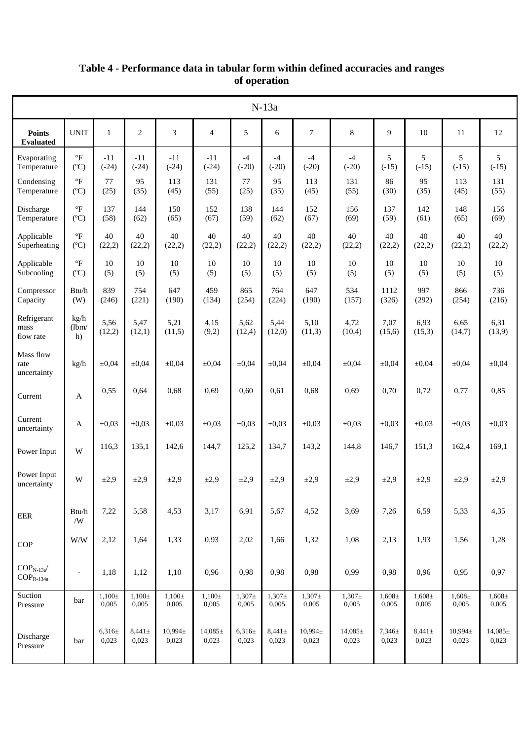**Table 4 - Performance data in tabular form within defined accuracies and ranges of operation**

| N-13a | | | | | | | | | | | | | |
|---|---|---|---|---|---|---|---|---|---|---|---|---|---|
| **Points Evaluated** | UNIT | 1 | 2 | 3 | 4 | 5 | 6 | 7 | 8 | 9 | 10 | 11 | 12 |
| Evaporating Temperature | °F (ºC) | -11 (-24) | -11 (-24) | -11 (-24) | -11 (-24) | -4 (-20) | -4 (-20) | -4 (-20) | -4 (-20) | 5 (-15) | 5 (-15) | 5 (-15) | 5 (-15) |
| Condensing Temperature | °F (ºC) | 77 (25) | 95 (35) | 113 (45) | 131 (55) | 77 (25) | 95 (35) | 113 (45) | 131 (55) | 86 (30) | 95 (35) | 113 (45) | 131 (55) |
| Discharge Temperature | °F (ºC) | 137 (58) | 144 (62) | 150 (65) | 152 (67) | 138 (59) | 144 (62) | 152 (67) | 156 (69) | 137 (59) | 142 (61) | 148 (65) | 156 (69) |
| Applicable Superheating | °F (ºC) | 40 (22,2) | 40 (22,2) | 40 (22,2) | 40 (22,2) | 40 (22,2) | 40 (22,2) | 40 (22,2) | 40 (22,2) | 40 (22,2) | 40 (22,2) | 40 (22,2) | 40 (22,2) |
| Applicable Subcooling | °F (ºC) | 10 (5) | 10 (5) | 10 (5) | 10 (5) | 10 (5) | 10 (5) | 10 (5) | 10 (5) | 10 (5) | 10 (5) | 10 (5) | 10 (5) |
| Compressor Capacity | Btu/h (W) | 839 (246) | 754 (221) | 647 (190) | 459 (134) | 865 (254) | 764 (224) | 647 (190) | 534 (157) | 1112 (326) | 997 (292) | 866 (254) | 736 (216) |
| Refrigerant mass flow rate | kg/h (lbm/h) | 5,56 (12,2) | 5,47 (12,1) | 5,21 (11,5) | 4,15 (9,2) | 5,62 (12,4) | 5,44 (12,0) | 5,10 (11,3) | 4,72 (10,4) | 7,07 (15,6) | 6,93 (15,3) | 6,65 (14,7) | 6,31 (13,9) |
| Mass flow rate uncertainty | kg/h | ±0,04 | ±0,04 | ±0,04 | ±0,04 | ±0,04 | ±0,04 | ±0,04 | ±0,04 | ±0,04 | ±0,04 | ±0,04 | ±0,04 |
| Current | A | 0,55 | 0,64 | 0,68 | 0,69 | 0,60 | 0,61 | 0,68 | 0,69 | 0,70 | 0,72 | 0,77 | 0,85 |
| Current uncertainty | A | ±0,03 | ±0,03 | ±0,03 | ±0,03 | ±0,03 | ±0,03 | ±0,03 | ±0,03 | ±0,03 | ±0,03 | ±0,03 | ±0,03 |
| Power Input | W | 116,3 | 135,1 | 142,6 | 144,7 | 125,2 | 134,7 | 143,2 | 144,8 | 146,7 | 151,3 | 162,4 | 169,1 |
| Power Input uncertainty | W | ±2,9 | ±2,9 | ±2,9 | ±2,9 | ±2,9 | ±2,9 | ±2,9 | ±2,9 | ±2,9 | ±2,9 | ±2,9 | ±2,9 |
| EER | Btu/h /W | 7,22 | 5,58 | 4,53 | 3,17 | 6,91 | 5,67 | 4,52 | 3,69 | 7,26 | 6,59 | 5,33 | 4,35 |
| COP | W/W | 2,12 | 1,64 | 1,33 | 0,93 | 2,02 | 1,66 | 1,32 | 1,08 | 2,13 | 1,93 | 1,56 | 1,28 |
| $COP_{N\text{-}13a}$/ $COP_{R\text{-}134a}$ | - | 1,18 | 1,12 | 1,10 | 0,96 | 0,98 | 0,98 | 0,98 | 0,99 | 0,98 | 0,96 | 0,95 | 0,97 |
| Suction Pressure | bar | 1,100± 0,005 | 1,100± 0,005 | 1,100± 0,005 | 1,100± 0,005 | 1,307± 0,005 | 1,307± 0,005 | 1,307± 0,005 | 1,307± 0,005 | 1,608± 0,005 | 1,608± 0,005 | 1,608± 0,005 | 1,608± 0,005 |
| Discharge Pressure | bar | 6,316± 0,023 | 8,441± 0,023 | 10,994± 0,023 | 14,085± 0,023 | 6,316± 0,023 | 8,441± 0,023 | 10,994± 0,023 | 14,085± 0,023 | 7,346± 0,023 | 8,441± 0,023 | 10,994± 0,023 | 14,085± 0,023 |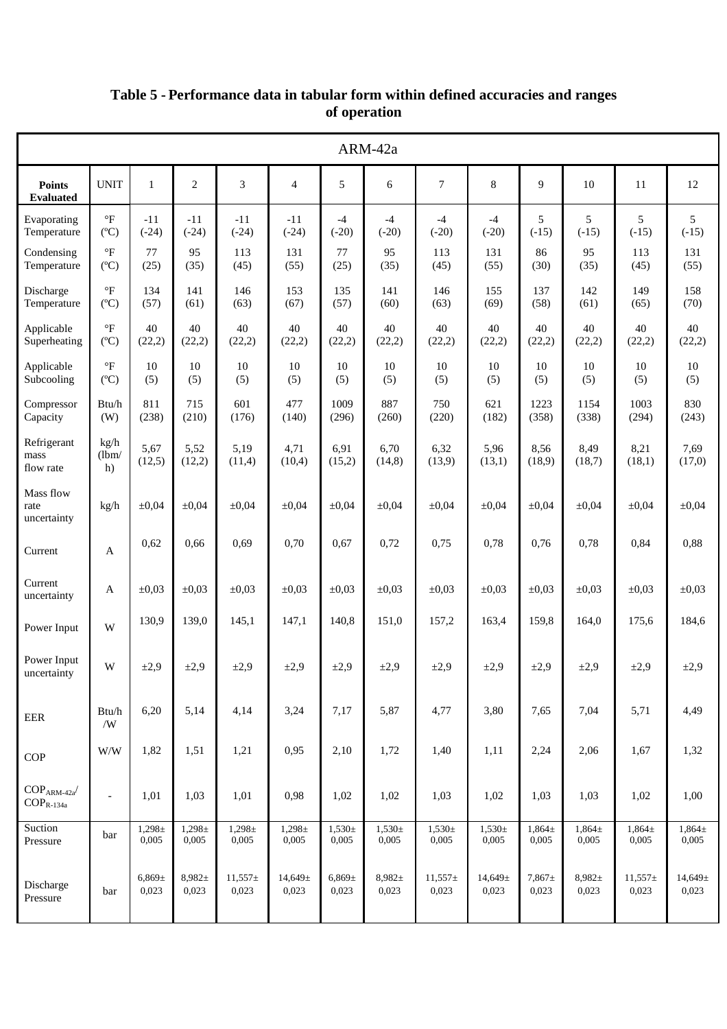**Table 5 - Performance data in tabular form within defined accuracies and ranges of operation**

| ARM-42a | | | | | | | | | | | | | |
|---|---|---|---|---|---|---|---|---|---|---|---|---|---|
| **Points Evaluated** | UNIT | 1 | 2 | 3 | 4 | 5 | 6 | 7 | 8 | 9 | 10 | 11 | 12 |
| Evaporating Temperature | °F (ºC) | -11 (-24) | -11 (-24) | -11 (-24) | -11 (-24) | -4 (-20) | -4 (-20) | -4 (-20) | -4 (-20) | 5 (-15) | 5 (-15) | 5 (-15) | 5 (-15) |
| Condensing Temperature | °F (ºC) | 77 (25) | 95 (35) | 113 (45) | 131 (55) | 77 (25) | 95 (35) | 113 (45) | 131 (55) | 86 (30) | 95 (35) | 113 (45) | 131 (55) |
| Discharge Temperature | °F (ºC) | 134 (57) | 141 (61) | 146 (63) | 153 (67) | 135 (57) | 141 (60) | 146 (63) | 155 (69) | 137 (58) | 142 (61) | 149 (65) | 158 (70) |
| Applicable Superheating | °F (ºC) | 40 (22,2) | 40 (22,2) | 40 (22,2) | 40 (22,2) | 40 (22,2) | 40 (22,2) | 40 (22,2) | 40 (22,2) | 40 (22,2) | 40 (22,2) | 40 (22,2) | 40 (22,2) |
| Applicable Subcooling | °F (ºC) | 10 (5) | 10 (5) | 10 (5) | 10 (5) | 10 (5) | 10 (5) | 10 (5) | 10 (5) | 10 (5) | 10 (5) | 10 (5) | 10 (5) |
| Compressor Capacity | Btu/h (W) | 811 (238) | 715 (210) | 601 (176) | 477 (140) | 1009 (296) | 887 (260) | 750 (220) | 621 (182) | 1223 (358) | 1154 (338) | 1003 (294) | 830 (243) |
| Refrigerant mass flow rate | kg/h (lbm/h) | 5,67 (12,5) | 5,52 (12,2) | 5,19 (11,4) | 4,71 (10,4) | 6,91 (15,2) | 6,70 (14,8) | 6,32 (13,9) | 5,96 (13,1) | 8,56 (18,9) | 8,49 (18,7) | 8,21 (18,1) | 7,69 (17,0) |
| Mass flow rate uncertainty | kg/h | ±0,04 | ±0,04 | ±0,04 | ±0,04 | ±0,04 | ±0,04 | ±0,04 | ±0,04 | ±0,04 | ±0,04 | ±0,04 | ±0,04 |
| Current | A | 0,62 | 0,66 | 0,69 | 0,70 | 0,67 | 0,72 | 0,75 | 0,78 | 0,76 | 0,78 | 0,84 | 0,88 |
| Current uncertainty | A | ±0,03 | ±0,03 | ±0,03 | ±0,03 | ±0,03 | ±0,03 | ±0,03 | ±0,03 | ±0,03 | ±0,03 | ±0,03 | ±0,03 |
| Power Input | W | 130,9 | 139,0 | 145,1 | 147,1 | 140,8 | 151,0 | 157,2 | 163,4 | 159,8 | 164,0 | 175,6 | 184,6 |
| Power Input uncertainty | W | ±2,9 | ±2,9 | ±2,9 | ±2,9 | ±2,9 | ±2,9 | ±2,9 | ±2,9 | ±2,9 | ±2,9 | ±2,9 | ±2,9 |
| EER | Btu/h /W | 6,20 | 5,14 | 4,14 | 3,24 | 7,17 | 5,87 | 4,77 | 3,80 | 7,65 | 7,04 | 5,71 | 4,49 |
| COP | W/W | 1,82 | 1,51 | 1,21 | 0,95 | 2,10 | 1,72 | 1,40 | 1,11 | 2,24 | 2,06 | 1,67 | 1,32 |
| $COP_{ARM-42a}$/ $COP_{R-134a}$ | - | 1,01 | 1,03 | 1,01 | 0,98 | 1,02 | 1,02 | 1,03 | 1,02 | 1,03 | 1,03 | 1,02 | 1,00 |
| Suction Pressure | bar | 1,298± 0,005 | 1,298± 0,005 | 1,298± 0,005 | 1,298± 0,005 | 1,530± 0,005 | 1,530± 0,005 | 1,530± 0,005 | 1,530± 0,005 | 1,864± 0,005 | 1,864± 0,005 | 1,864± 0,005 | 1,864± 0,005 |
| Discharge Pressure | bar | 6,869± 0,023 | 8,982± 0,023 | 11,557± 0,023 | 14,649± 0,023 | 6,869± 0,023 | 8,982± 0,023 | 11,557± 0,023 | 14,649± 0,023 | 7,867± 0,023 | 8,982± 0,023 | 11,557± 0,023 | 14,649± 0,023 |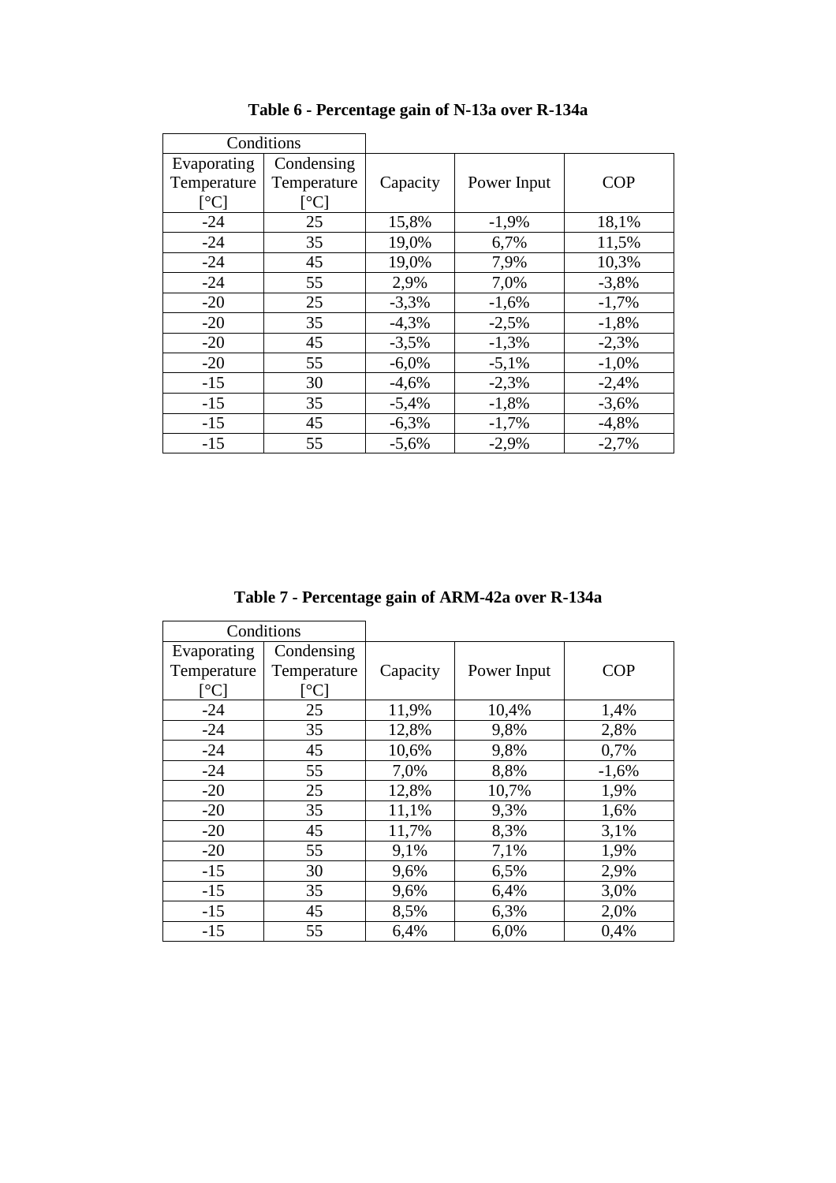**Table 6 - Percentage gain of N-13a over R-134a**

| Conditions | | | | |
|---|---|---|---|---|
| Evaporating Temperature [°C] | Condensing Temperature [°C] | Capacity | Power Input | COP |
| -24 | 25 | 15,8% | -1,9% | 18,1% |
| -24 | 35 | 19,0% | 6,7% | 11,5% |
| -24 | 45 | 19,0% | 7,9% | 10,3% |
| -24 | 55 | 2,9% | 7,0% | -3,8% |
| -20 | 25 | -3,3% | -1,6% | -1,7% |
| -20 | 35 | -4,3% | -2,5% | -1,8% |
| -20 | 45 | -3,5% | -1,3% | -2,3% |
| -20 | 55 | -6,0% | -5,1% | -1,0% |
| -15 | 30 | -4,6% | -2,3% | -2,4% |
| -15 | 35 | -5,4% | -1,8% | -3,6% |
| -15 | 45 | -6,3% | -1,7% | -4,8% |
| -15 | 55 | -5,6% | -2,9% | -2,7% |

**Table 7 - Percentage gain of ARM-42a over R-134a**

| Conditions | | | | |
|---|---|---|---|---|
| Evaporating Temperature [°C] | Condensing Temperature [°C] | Capacity | Power Input | COP |
| -24 | 25 | 11,9% | 10,4% | 1,4% |
| -24 | 35 | 12,8% | 9,8% | 2,8% |
| -24 | 45 | 10,6% | 9,8% | 0,7% |
| -24 | 55 | 7,0% | 8,8% | -1,6% |
| -20 | 25 | 12,8% | 10,7% | 1,9% |
| -20 | 35 | 11,1% | 9,3% | 1,6% |
| -20 | 45 | 11,7% | 8,3% | 3,1% |
| -20 | 55 | 9,1% | 7,1% | 1,9% |
| -15 | 30 | 9,6% | 6,5% | 2,9% |
| -15 | 35 | 9,6% | 6,4% | 3,0% |
| -15 | 45 | 8,5% | 6,3% | 2,0% |
| -15 | 55 | 6,4% | 6,0% | 0,4% |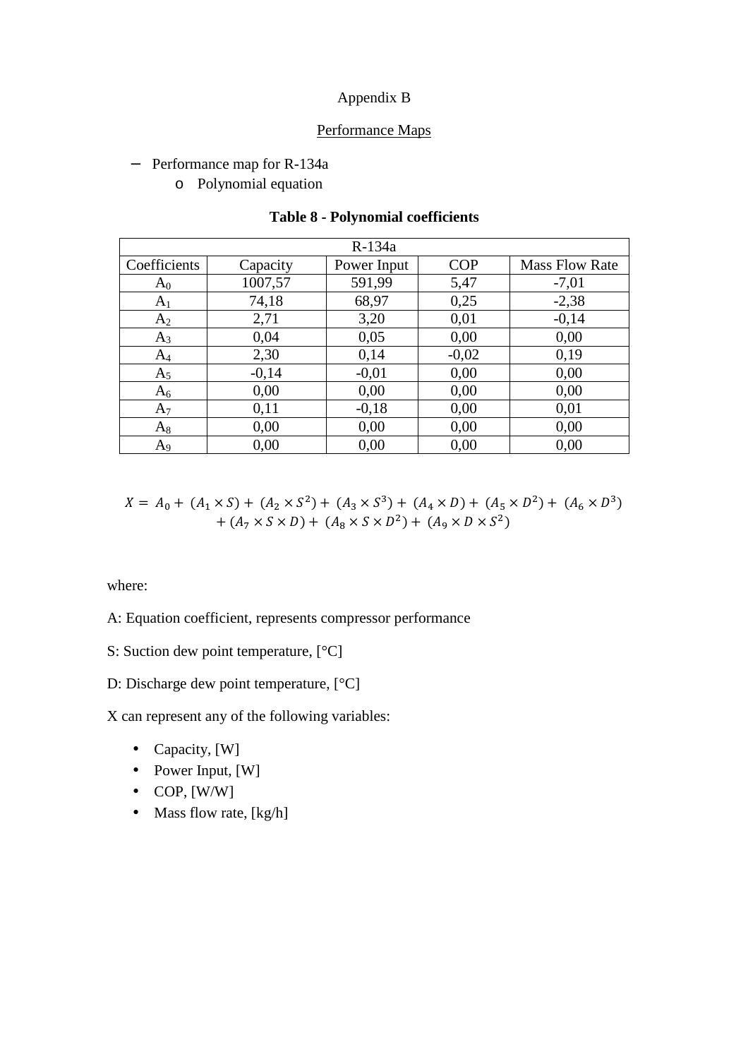# Appendix B

## Performance Maps

- Performance map for R-134a
    - Polynomial equation

**Table 8 - Polynomial coefficients**

| R-134a | | | | |
|---|---|---|---|---|
| Coefficients | Capacity | Power Input | COP | Mass Flow Rate |
| $A_0$ | 1007,57 | 591,99 | 5,47 | -7,01 |
| $A_1$ | 74,18 | 68,97 | 0,25 | -2,38 |
| $A_2$ | 2,71 | 3,20 | 0,01 | -0,14 |
| $A_3$ | 0,04 | 0,05 | 0,00 | 0,00 |
| $A_4$ | 2,30 | 0,14 | -0,02 | 0,19 |
| $A_5$ | -0,14 | -0,01 | 0,00 | 0,00 |
| $A_6$ | 0,00 | 0,00 | 0,00 | 0,00 |
| $A_7$ | 0,11 | -0,18 | 0,00 | 0,01 |
| $A_8$ | 0,00 | 0,00 | 0,00 | 0,00 |
| $A_9$ | 0,00 | 0,00 | 0,00 | 0,00 |

$$X = A_0 + (A_1 \times S) + (A_2 \times S^2) + (A_3 \times S^3) + (A_4 \times D) + (A_5 \times D^2) + (A_6 \times D^3) + (A_7 \times S \times D) + (A_8 \times S \times D^2) + (A_9 \times D \times S^2)$$

where:

A: Equation coefficient, represents compressor performance

S: Suction dew point temperature, [°C]

D: Discharge dew point temperature, [°C]

X can represent any of the following variables:

- Capacity, [W]
- Power Input, [W]
- COP, [W/W]
- Mass flow rate, [kg/h]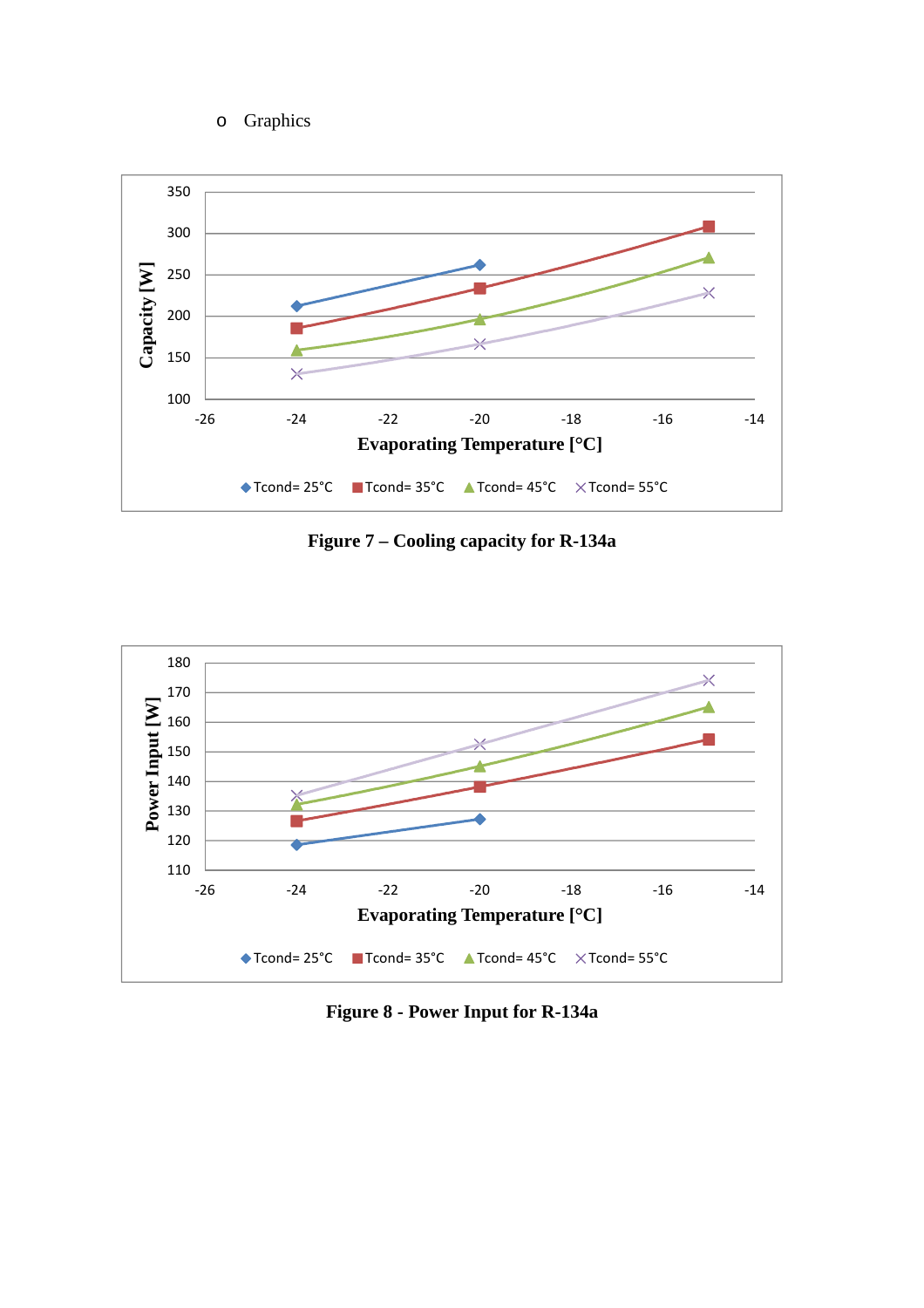- Graphics

Figure 7 – Cooling capacity for R-134a

Figure 8 - Power Input for R-134a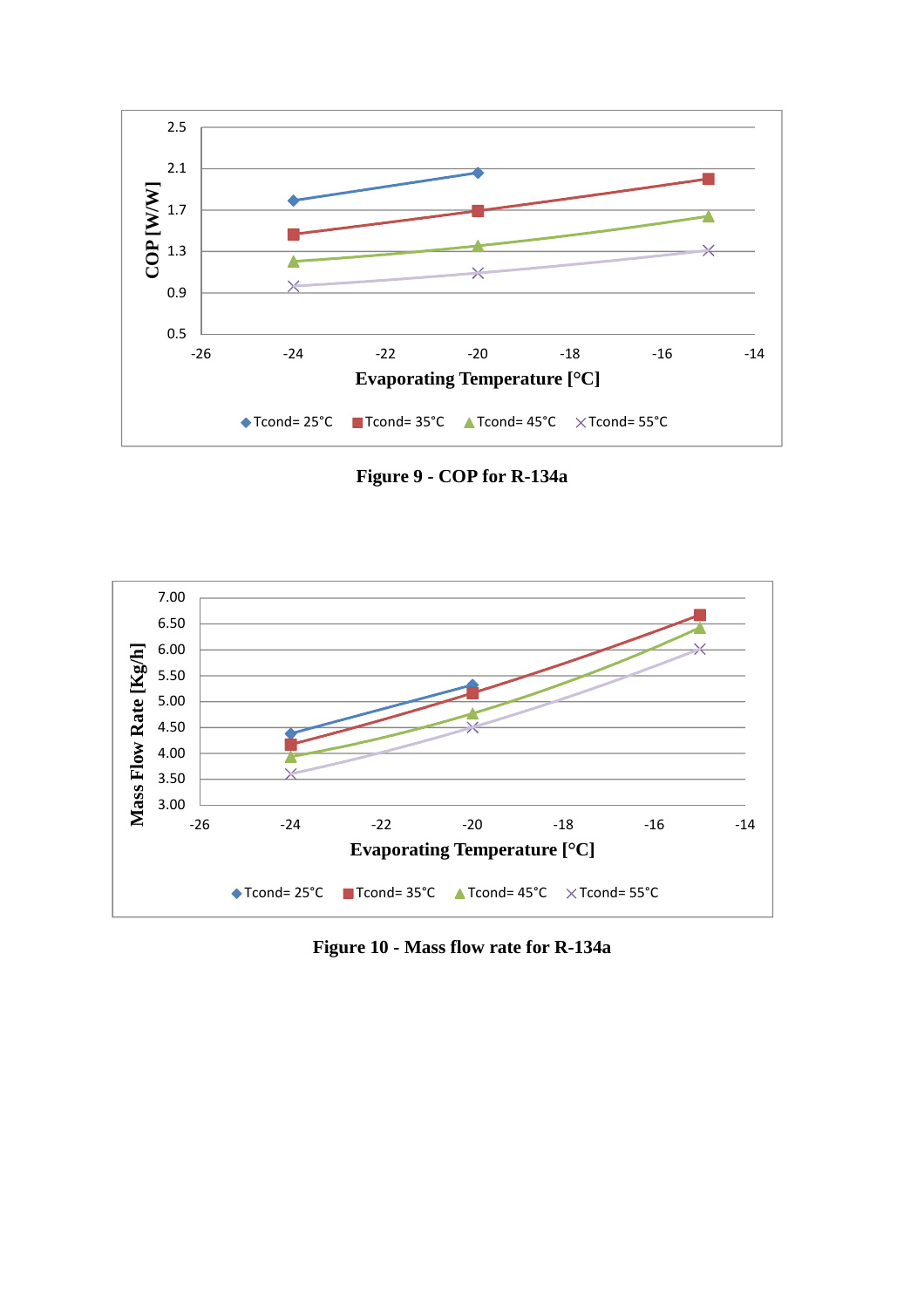Figure 9 - COP for R-134a

Figure 10 - Mass flow rate for R-134a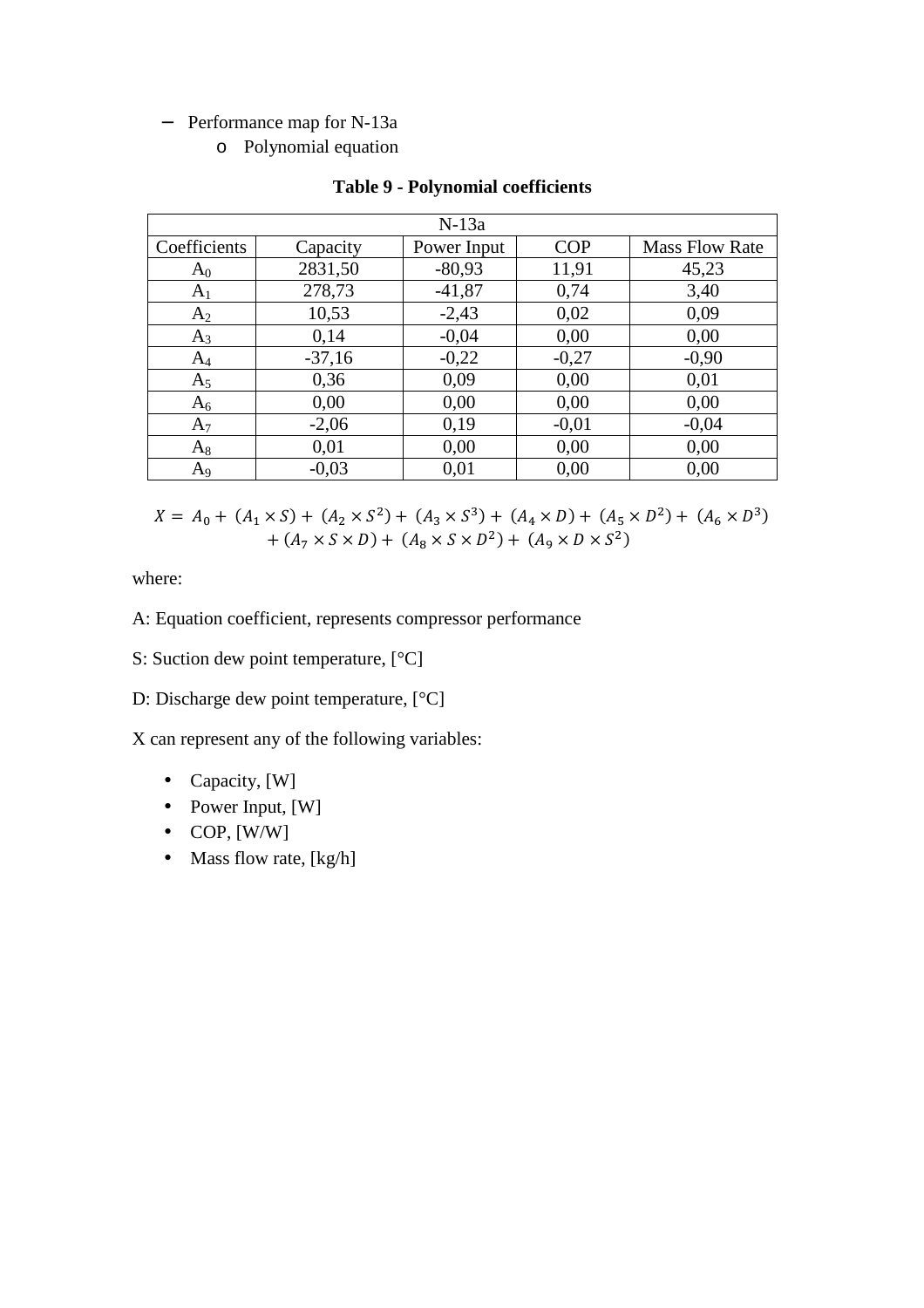- Performance map for N-13a
  - Polynomial equation

**Table 9 - Polynomial coefficients**

| N-13a | | | | |
|---|---|---|---|---|
| Coefficients | Capacity | Power Input | COP | Mass Flow Rate |
| $A_0$ | 2831,50 | -80,93 | 11,91 | 45,23 |
| $A_1$ | 278,73 | -41,87 | 0,74 | 3,40 |
| $A_2$ | 10,53 | -2,43 | 0,02 | 0,09 |
| $A_3$ | 0,14 | -0,04 | 0,00 | 0,00 |
| $A_4$ | -37,16 | -0,22 | -0,27 | -0,90 |
| $A_5$ | 0,36 | 0,09 | 0,00 | 0,01 |
| $A_6$ | 0,00 | 0,00 | 0,00 | 0,00 |
| $A_7$ | -2,06 | 0,19 | -0,01 | -0,04 |
| $A_8$ | 0,01 | 0,00 | 0,00 | 0,00 |
| $A_9$ | -0,03 | 0,01 | 0,00 | 0,00 |

$$X = A_0 + (A_1 \times S) + (A_2 \times S^2) + (A_3 \times S^3) + (A_4 \times D) + (A_5 \times D^2) + (A_6 \times D^3) + (A_7 \times S \times D) + (A_8 \times S \times D^2) + (A_9 \times D \times S^2)$$

where:

A: Equation coefficient, represents compressor performance

S: Suction dew point temperature, [°C]

D: Discharge dew point temperature, [°C]

X can represent any of the following variables:

- Capacity, [W]
- Power Input, [W]
- COP, [W/W]
- Mass flow rate, [kg/h]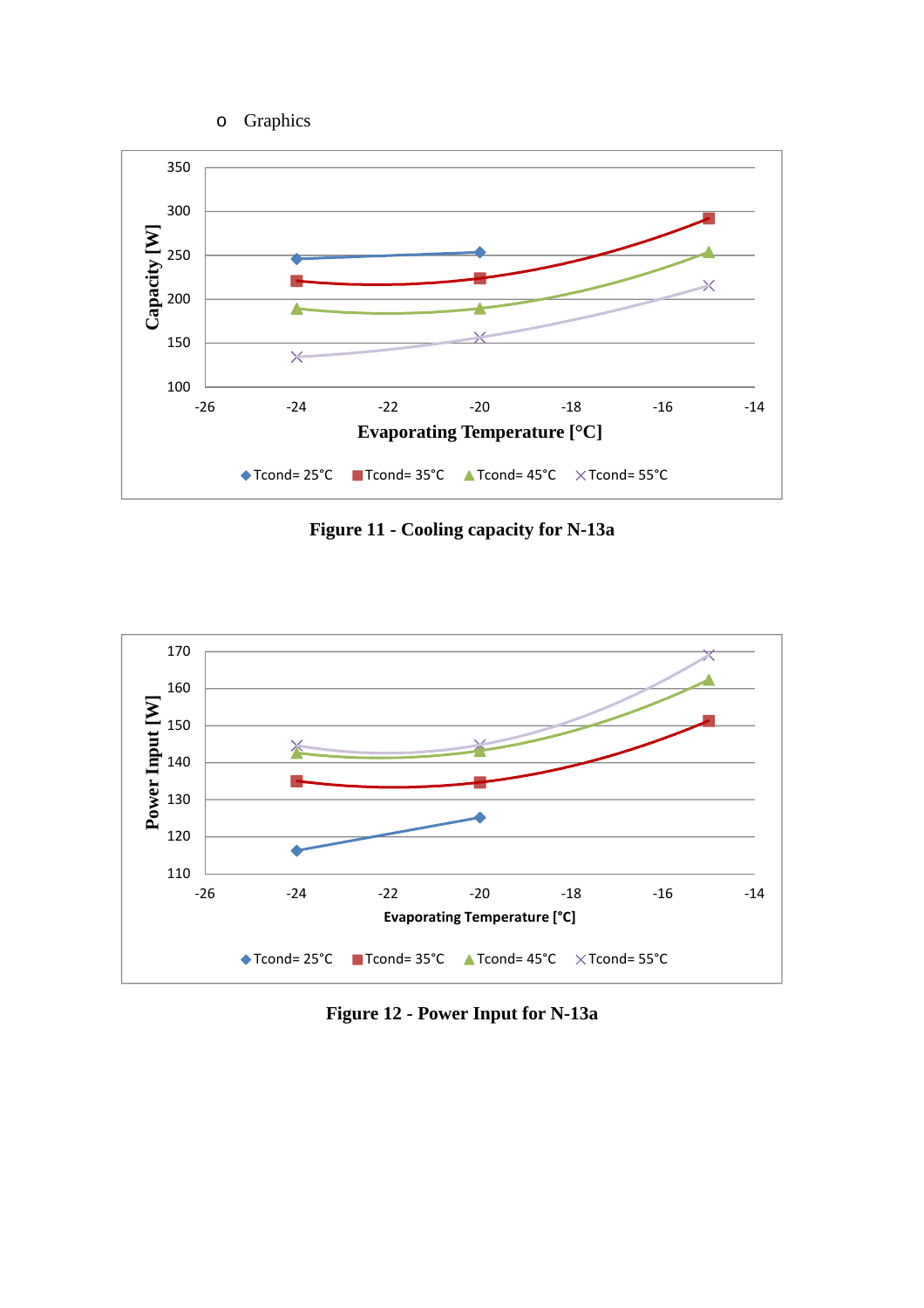- Graphics

Figure 11 - Cooling capacity for N-13a

Figure 12 - Power Input for N-13a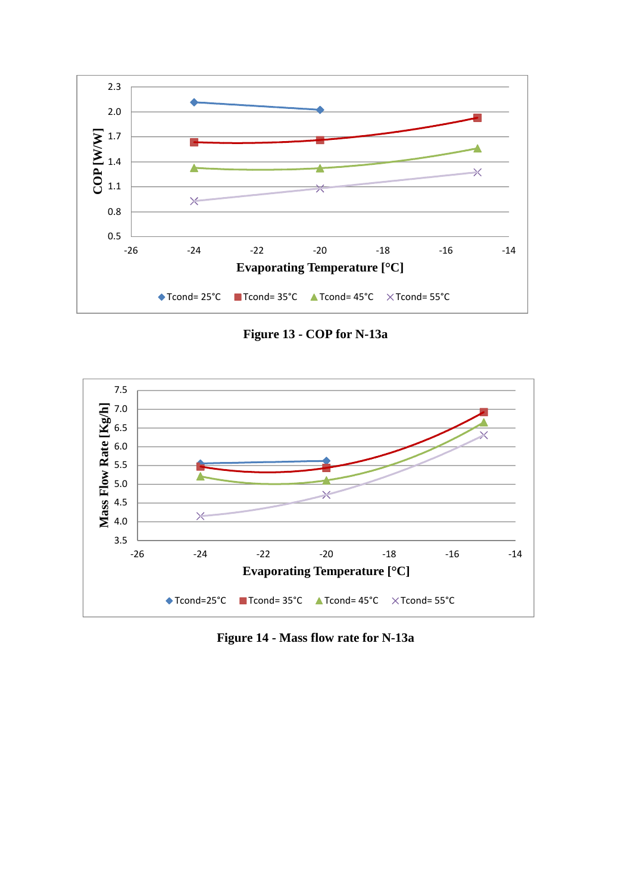Figure 13 - COP for N-13a

Figure 14 - Mass flow rate for N-13a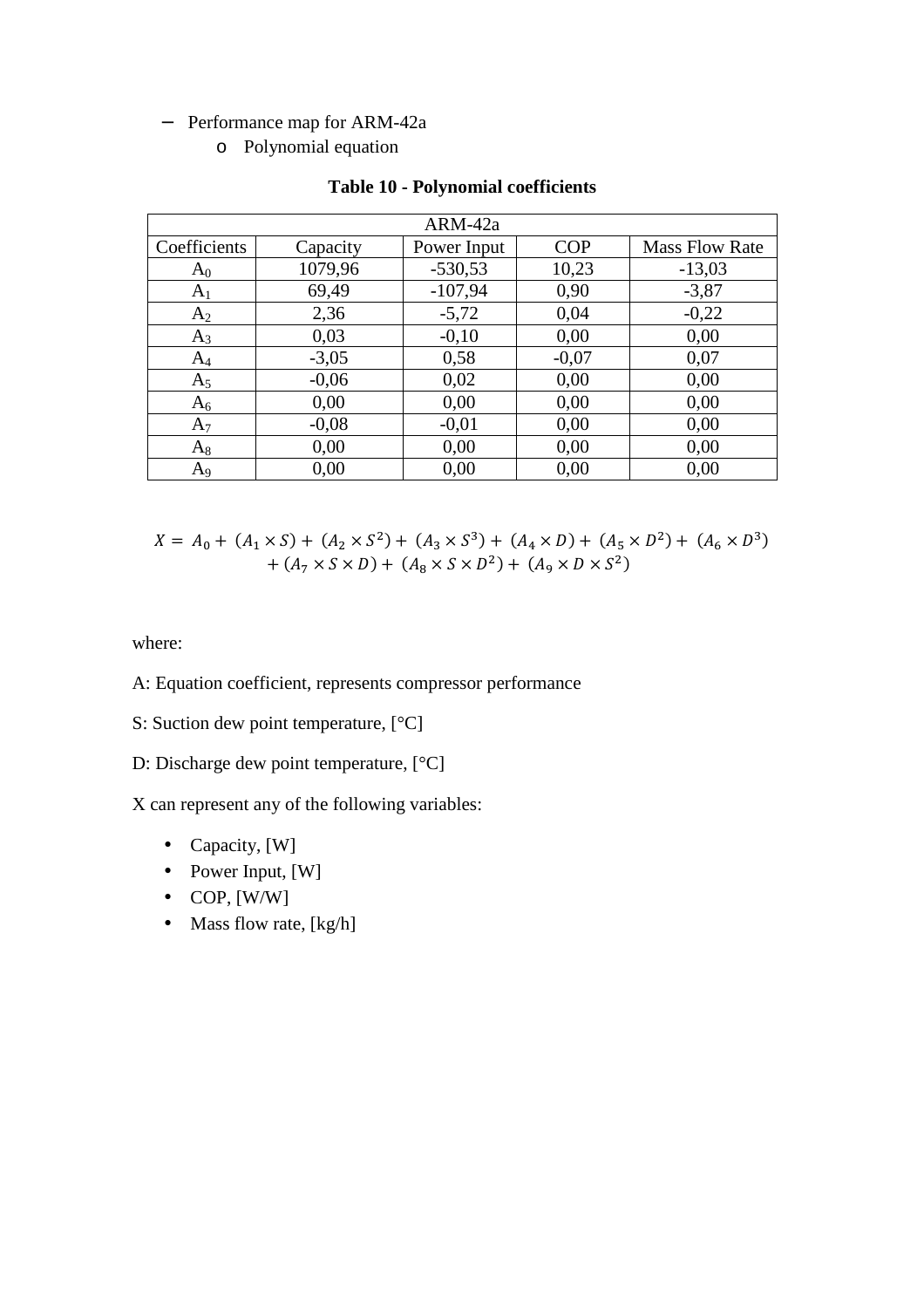- Performance map for ARM-42a
    - Polynomial equation

**Table 10 - Polynomial coefficients**

| ARM-42a | | | | |
|---|---|---|---|---|
| Coefficients | Capacity | Power Input | COP | Mass Flow Rate |
| $A_0$ | 1079,96 | -530,53 | 10,23 | -13,03 |
| $A_1$ | 69,49 | -107,94 | 0,90 | -3,87 |
| $A_2$ | 2,36 | -5,72 | 0,04 | -0,22 |
| $A_3$ | 0,03 | -0,10 | 0,00 | 0,00 |
| $A_4$ | -3,05 | 0,58 | -0,07 | 0,07 |
| $A_5$ | -0,06 | 0,02 | 0,00 | 0,00 |
| $A_6$ | 0,00 | 0,00 | 0,00 | 0,00 |
| $A_7$ | -0,08 | -0,01 | 0,00 | 0,00 |
| $A_8$ | 0,00 | 0,00 | 0,00 | 0,00 |
| $A_9$ | 0,00 | 0,00 | 0,00 | 0,00 |

$$X = A_0 + (A_1 \times S) + (A_2 \times S^2) + (A_3 \times S^3) + (A_4 \times D) + (A_5 \times D^2) + (A_6 \times D^3) + (A_7 \times S \times D) + (A_8 \times S \times D^2) + (A_9 \times D \times S^2)$$

where:

A: Equation coefficient, represents compressor performance

S: Suction dew point temperature, [°C]

D: Discharge dew point temperature, [°C]

X can represent any of the following variables:

- Capacity, [W]
- Power Input, [W]
- COP, [W/W]
- Mass flow rate, [kg/h]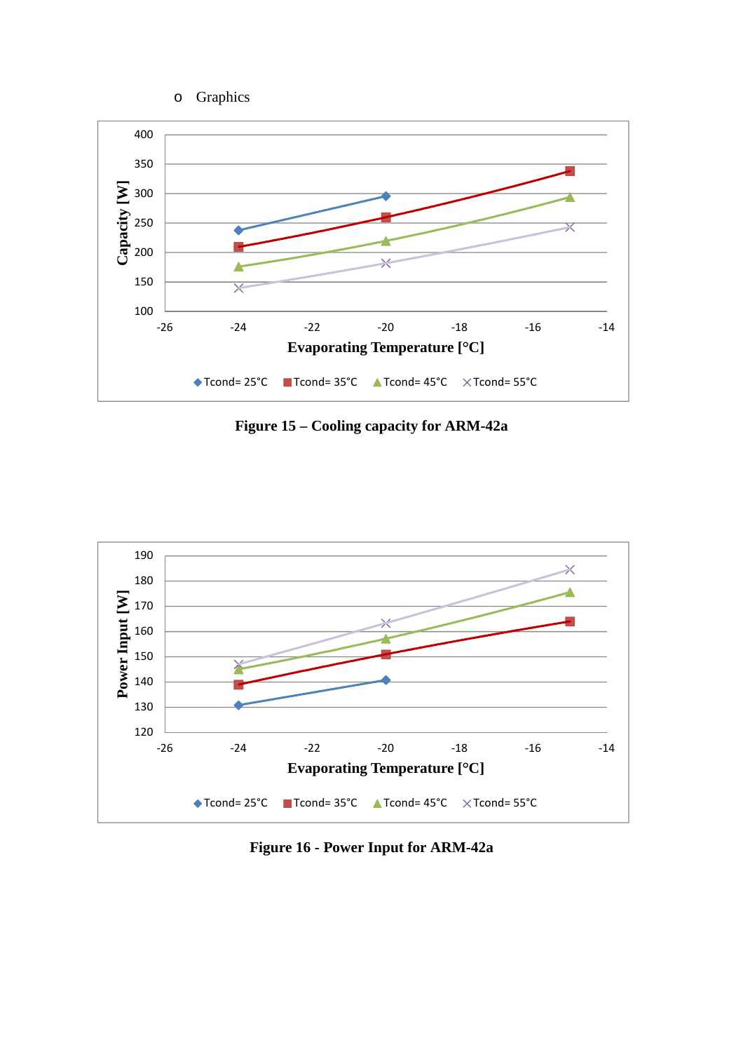- Graphics

Figure 15 – Cooling capacity for ARM-42a

Figure 16 - Power Input for ARM-42a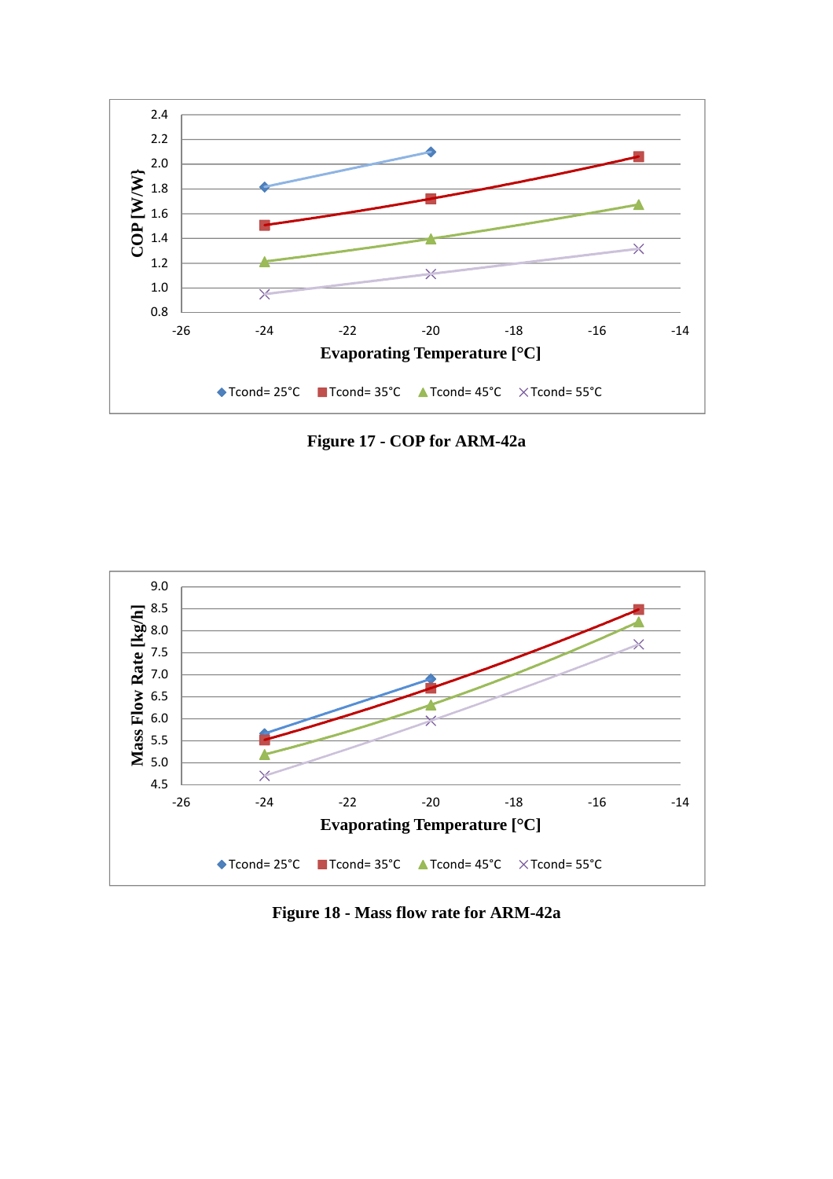Figure 17 - COP for ARM-42a

Figure 18 - Mass flow rate for ARM-42a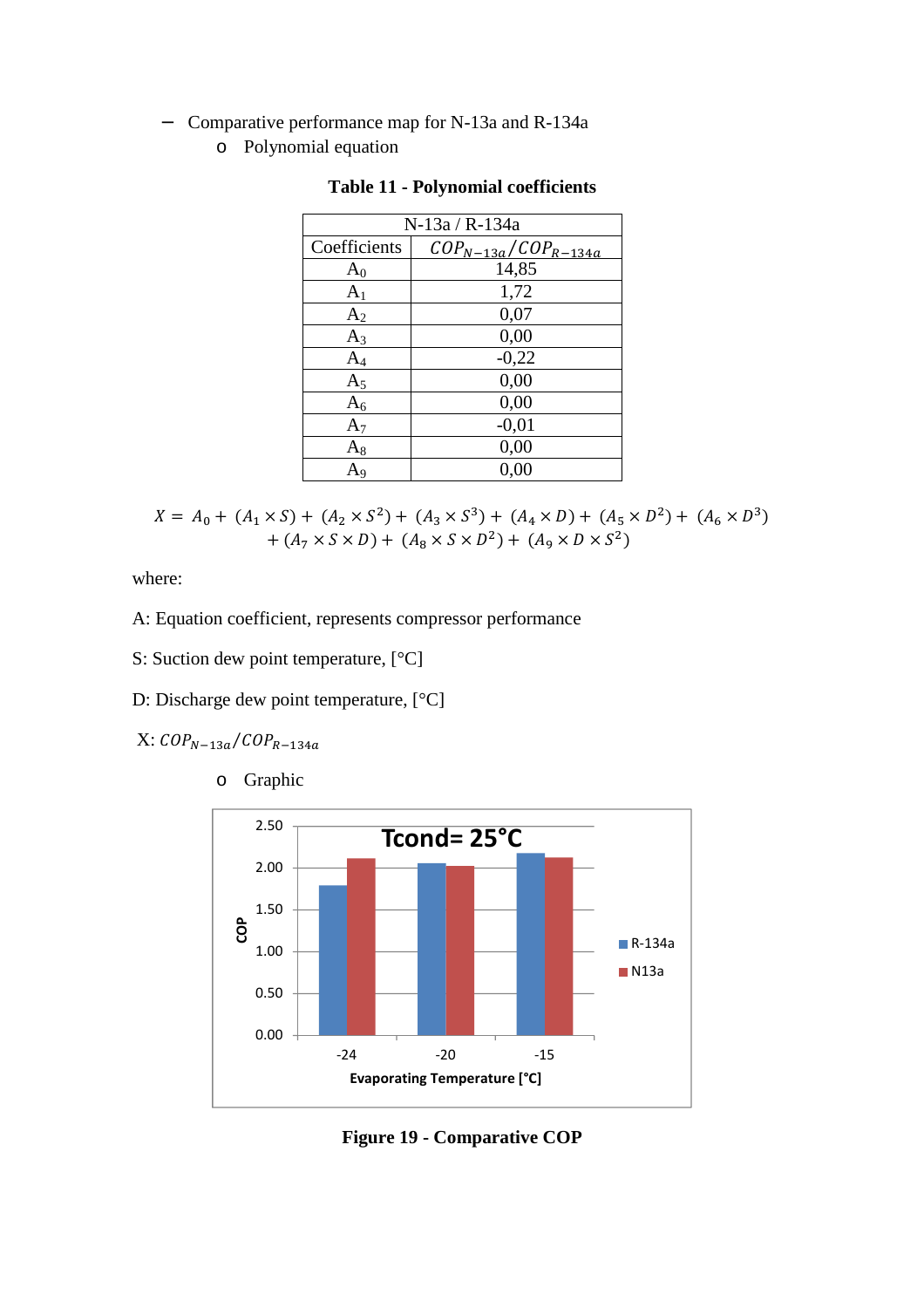- Comparative performance map for N-13a and R-134a
  - Polynomial equation

**Table 11 - Polynomial coefficients**

| N-13a / R-134a | |
|---|---|
| Coefficients | $COP_{N-13a}/COP_{R-134a}$ |
| $A_0$ | 14,85 |
| $A_1$ | 1,72 |
| $A_2$ | 0,07 |
| $A_3$ | 0,00 |
| $A_4$ | -0,22 |
| $A_5$ | 0,00 |
| $A_6$ | 0,00 |
| $A_7$ | -0,01 |
| $A_8$ | 0,00 |
| $A_9$ | 0,00 |

$$X = A_0 + (A_1 \times S) + (A_2 \times S^2) + (A_3 \times S^3) + (A_4 \times D) + (A_5 \times D^2) + (A_6 \times D^3) + (A_7 \times S \times D) + (A_8 \times S \times D^2) + (A_9 \times D \times S^2)$$

where:

A: Equation coefficient, represents compressor performance

S: Suction dew point temperature, [°C]

D: Discharge dew point temperature, [°C]

X: $COP_{N-13a}/COP_{R-134a}$

  - Graphic

**Figure 19 - Comparative COP**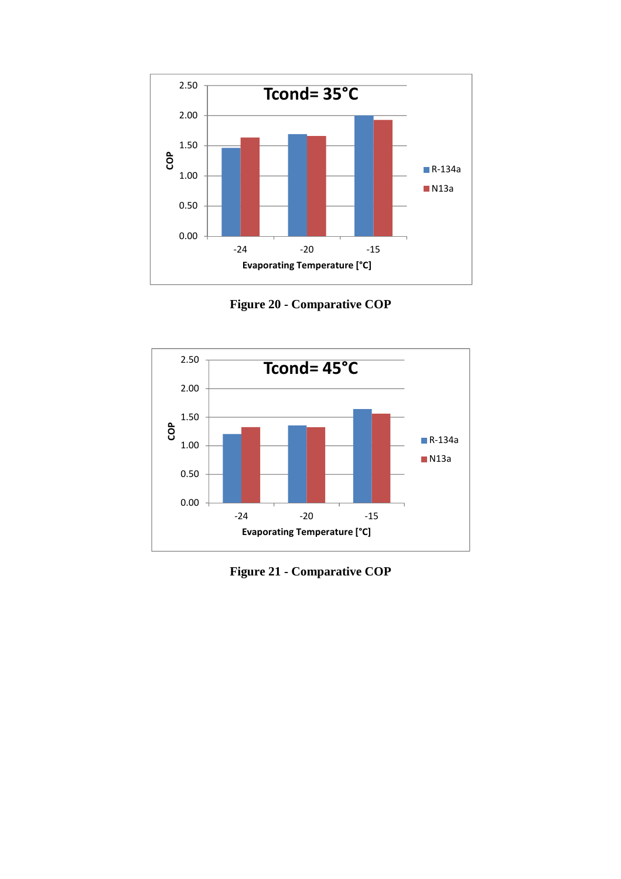Figure 20 - Comparative COP

Figure 21 - Comparative COP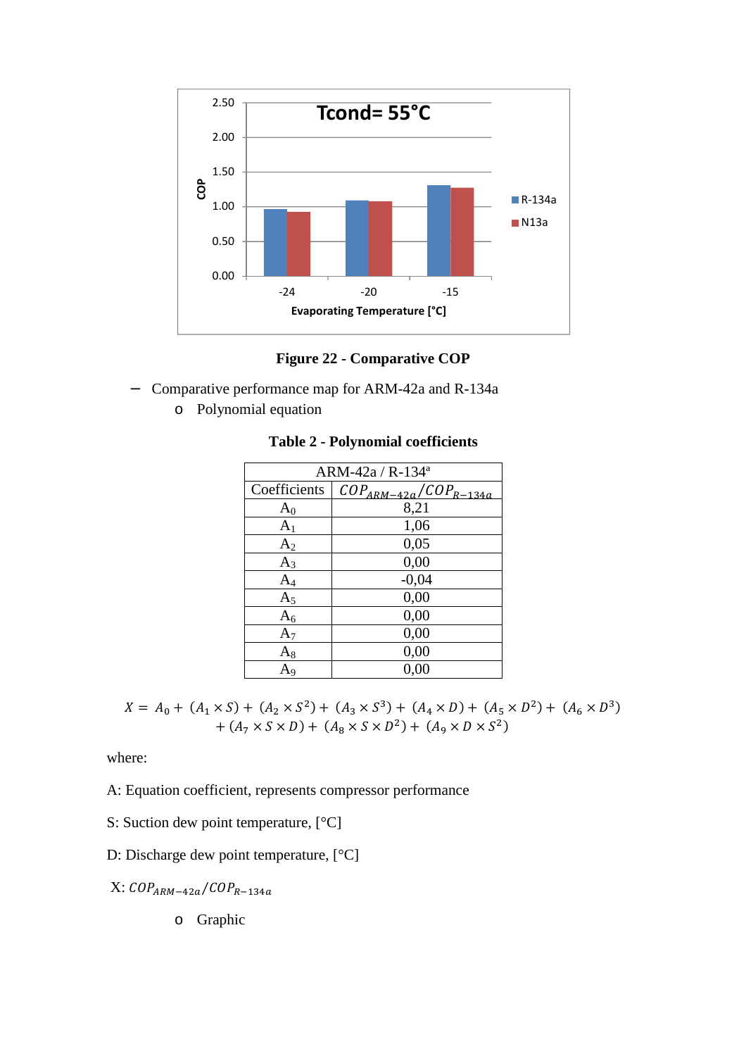**Figure 22 - Comparative COP**

- Comparative performance map for ARM-42a and R-134a
  - Polynomial equation

**Table 2 - Polynomial coefficients**

| ARM-42a / R-134[a] | |
|---|---|
| Coefficients | $COP_{ARM-42a}/COP_{R-134a}$ |
| $A_0$ | 8,21 |
| $A_1$ | 1,06 |
| $A_2$ | 0,05 |
| $A_3$ | 0,00 |
| $A_4$ | -0,04 |
| $A_5$ | 0,00 |
| $A_6$ | 0,00 |
| $A_7$ | 0,00 |
| $A_8$ | 0,00 |
| $A_9$ | 0,00 |

$$X = A_0 + (A_1 \times S) + (A_2 \times S^2) + (A_3 \times S^3) + (A_4 \times D) + (A_5 \times D^2) + (A_6 \times D^3) + (A_7 \times S \times D) + (A_8 \times S \times D^2) + (A_9 \times D \times S^2)$$

where:

A: Equation coefficient, represents compressor performance

S: Suction dew point temperature, [°C]

D: Discharge dew point temperature, [°C]

X: $COP_{ARM-42a}/COP_{R-134a}$

  - Graphic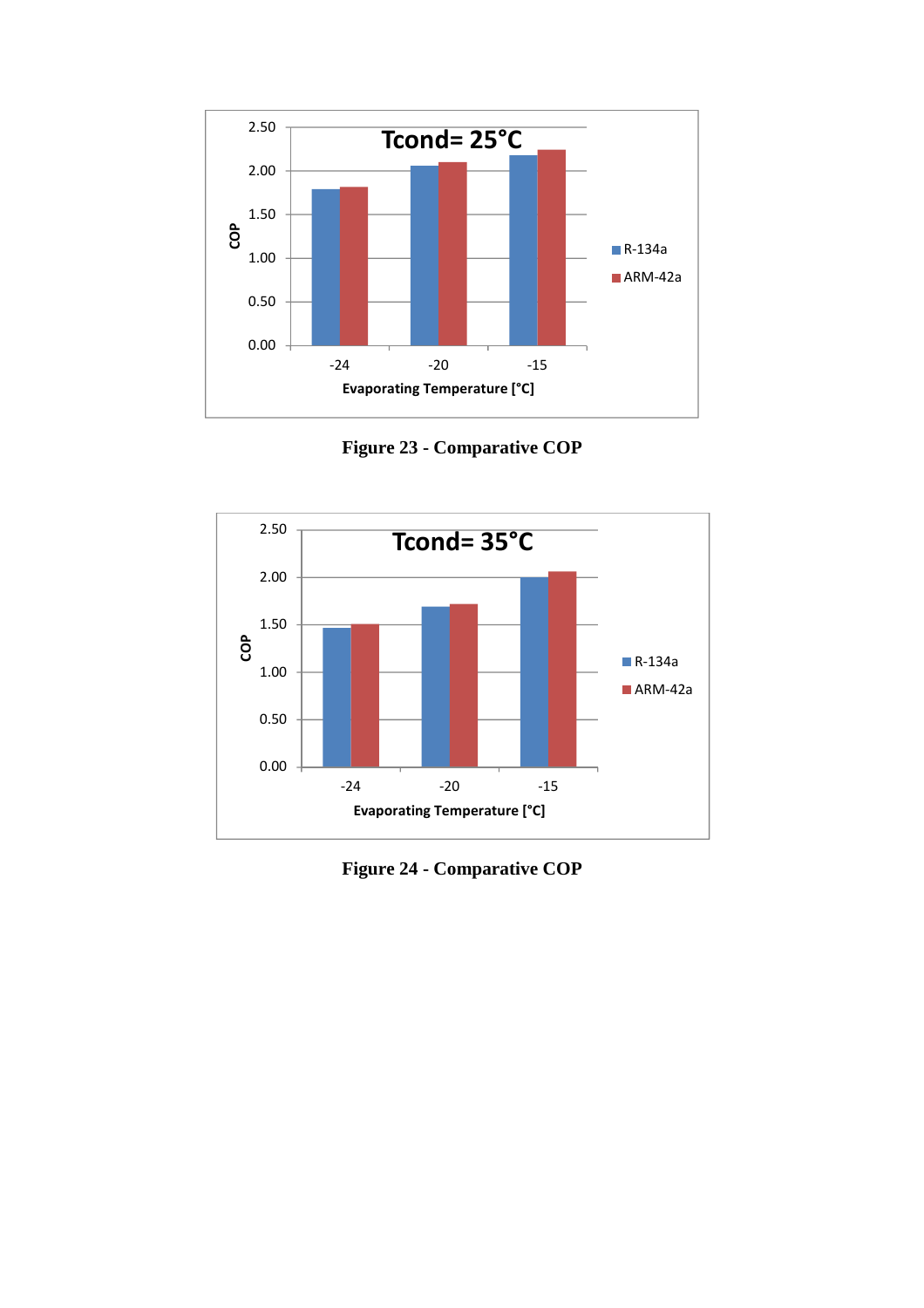Figure 23 - Comparative COP

Figure 24 - Comparative COP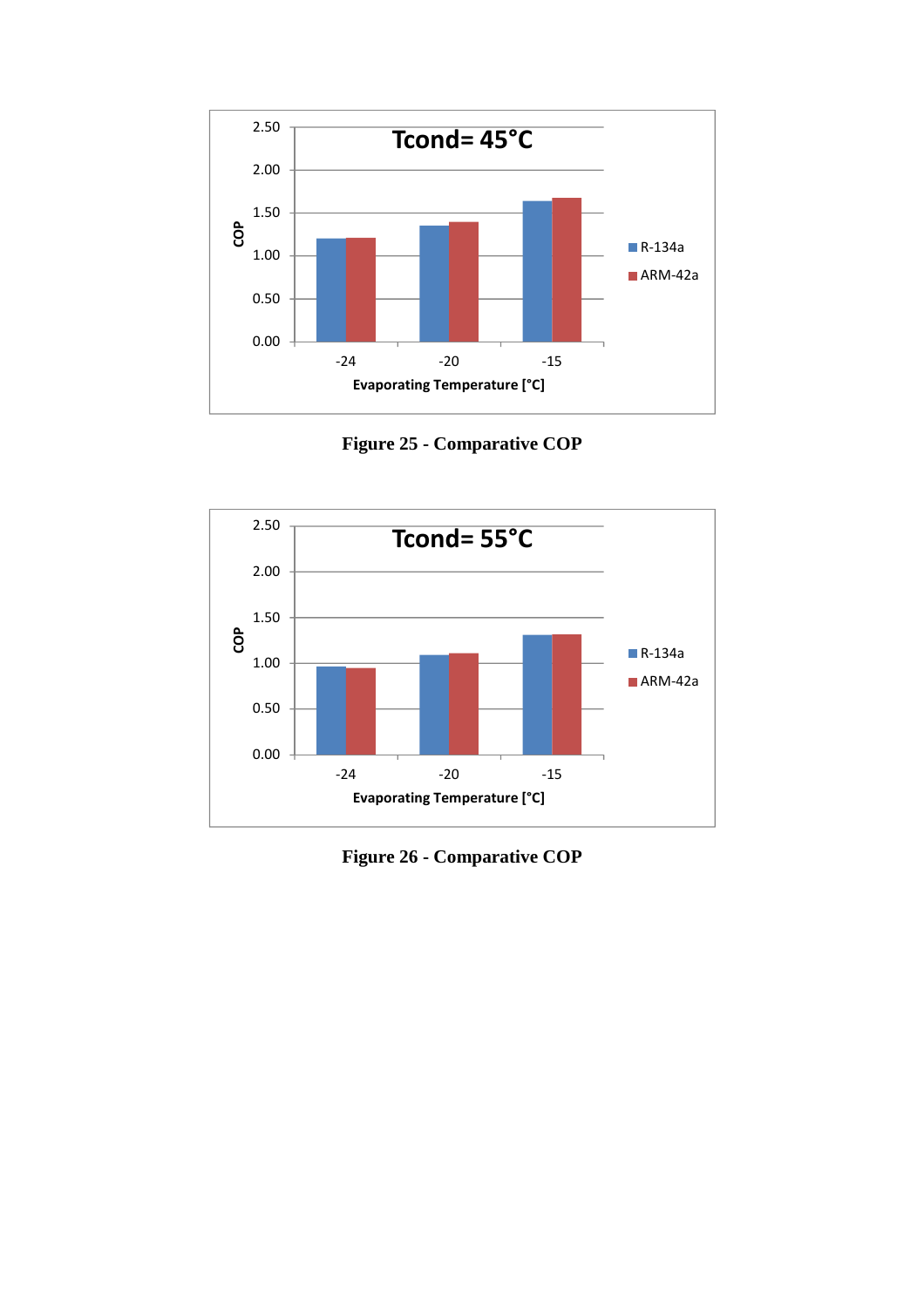Tcond= 45°C

2.50
2.00
1.50
1.00
0.50
0.00

COP

-24
-20
-15

Evaporating Temperature [°C]

R-134a
ARM-42a

**Figure 25 - Comparative COP**

Tcond= 55°C

2.50
2.00
1.50
1.00
0.50
0.00

COP

-24
-20
-15

Evaporating Temperature [°C]

R-134a
ARM-42a

**Figure 26 - Comparative COP**